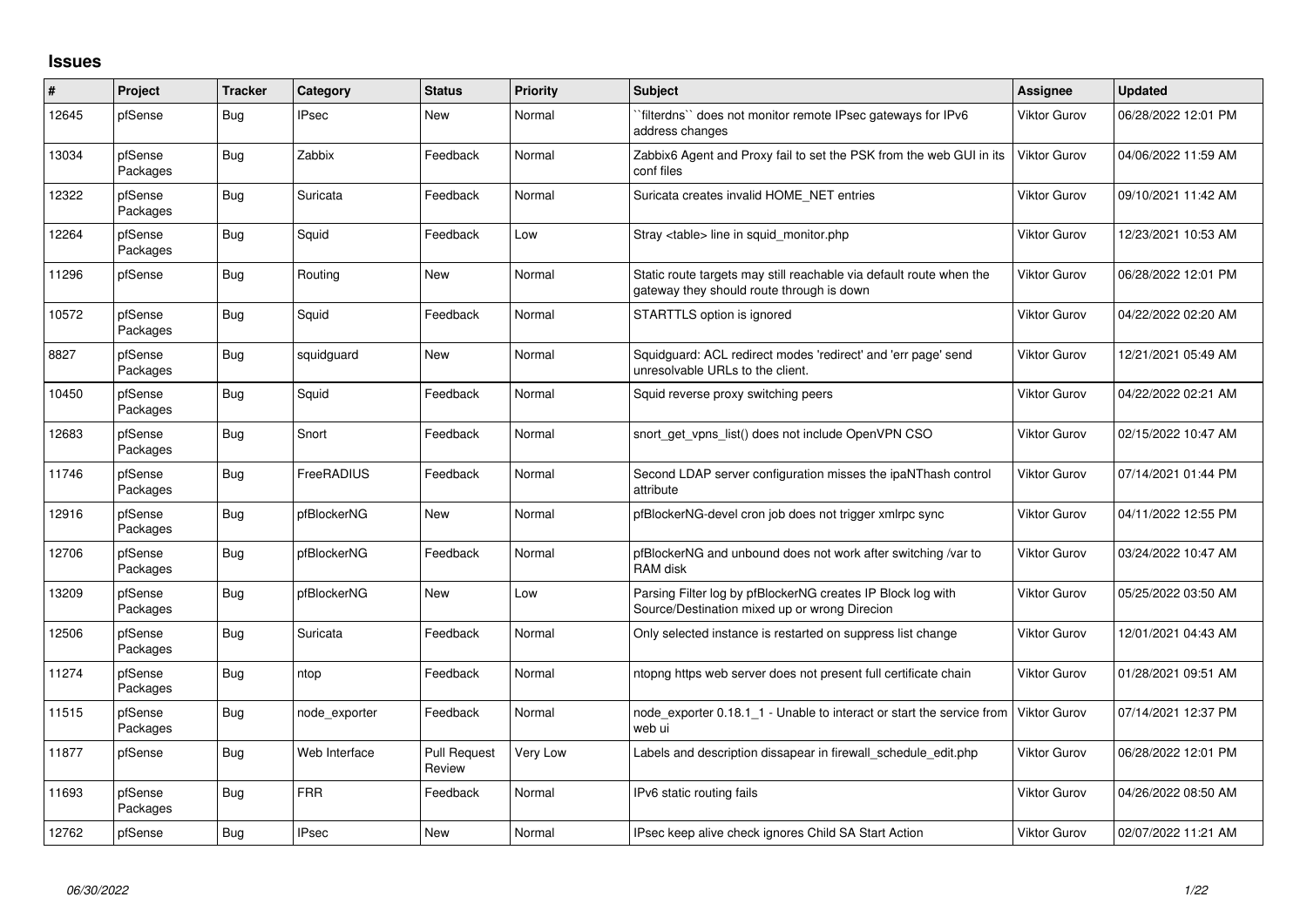## Issues

| # | Project | Tracker | Category | Status | Priority | Subject | Assignee | Updated |
|---|---|---|---|---|---|---|---|---|
| 12645 | pfSense | Bug | IPsec | New | Normal | ``filterdns`` does not monitor remote IPsec gateways for IPv6 address changes | Viktor Gurov | 06/28/2022 12:01 PM |
| 13034 | pfSense Packages | Bug | Zabbix | Feedback | Normal | Zabbix6 Agent and Proxy fail to set the PSK from the web GUI in its conf files | Viktor Gurov | 04/06/2022 11:59 AM |
| 12322 | pfSense Packages | Bug | Suricata | Feedback | Normal | Suricata creates invalid HOME_NET entries | Viktor Gurov | 09/10/2021 11:42 AM |
| 12264 | pfSense Packages | Bug | Squid | Feedback | Low | Stray <table> line in squid_monitor.php | Viktor Gurov | 12/23/2021 10:53 AM |
| 11296 | pfSense | Bug | Routing | New | Normal | Static route targets may still reachable via default route when the gateway they should route through is down | Viktor Gurov | 06/28/2022 12:01 PM |
| 10572 | pfSense Packages | Bug | Squid | Feedback | Normal | STARTTLS option is ignored | Viktor Gurov | 04/22/2022 02:20 AM |
| 8827 | pfSense Packages | Bug | squidguard | New | Normal | Squidguard: ACL redirect modes 'redirect' and 'err page' send unresolvable URLs to the client. | Viktor Gurov | 12/21/2021 05:49 AM |
| 10450 | pfSense Packages | Bug | Squid | Feedback | Normal | Squid reverse proxy switching peers | Viktor Gurov | 04/22/2022 02:21 AM |
| 12683 | pfSense Packages | Bug | Snort | Feedback | Normal | snort_get_vpns_list() does not include OpenVPN CSO | Viktor Gurov | 02/15/2022 10:47 AM |
| 11746 | pfSense Packages | Bug | FreeRADIUS | Feedback | Normal | Second LDAP server configuration misses the ipaNThash control attribute | Viktor Gurov | 07/14/2021 01:44 PM |
| 12916 | pfSense Packages | Bug | pfBlockerNG | New | Normal | pfBlockerNG-devel cron job does not trigger xmlrpc sync | Viktor Gurov | 04/11/2022 12:55 PM |
| 12706 | pfSense Packages | Bug | pfBlockerNG | Feedback | Normal | pfBlockerNG and unbound does not work after switching /var to RAM disk | Viktor Gurov | 03/24/2022 10:47 AM |
| 13209 | pfSense Packages | Bug | pfBlockerNG | New | Low | Parsing Filter log by pfBlockerNG creates IP Block log with Source/Destination mixed up or wrong Direcion | Viktor Gurov | 05/25/2022 03:50 AM |
| 12506 | pfSense Packages | Bug | Suricata | Feedback | Normal | Only selected instance is restarted on suppress list change | Viktor Gurov | 12/01/2021 04:43 AM |
| 11274 | pfSense Packages | Bug | ntop | Feedback | Normal | ntopng https web server does not present full certificate chain | Viktor Gurov | 01/28/2021 09:51 AM |
| 11515 | pfSense Packages | Bug | node_exporter | Feedback | Normal | node_exporter 0.18.1_1 - Unable to interact or start the service from web ui | Viktor Gurov | 07/14/2021 12:37 PM |
| 11877 | pfSense | Bug | Web Interface | Pull Request Review | Very Low | Labels and description dissapear in firewall_schedule_edit.php | Viktor Gurov | 06/28/2022 12:01 PM |
| 11693 | pfSense Packages | Bug | FRR | Feedback | Normal | IPv6 static routing fails | Viktor Gurov | 04/26/2022 08:50 AM |
| 12762 | pfSense | Bug | IPsec | New | Normal | IPsec keep alive check ignores Child SA Start Action | Viktor Gurov | 02/07/2022 11:21 AM |

*06/30/2022*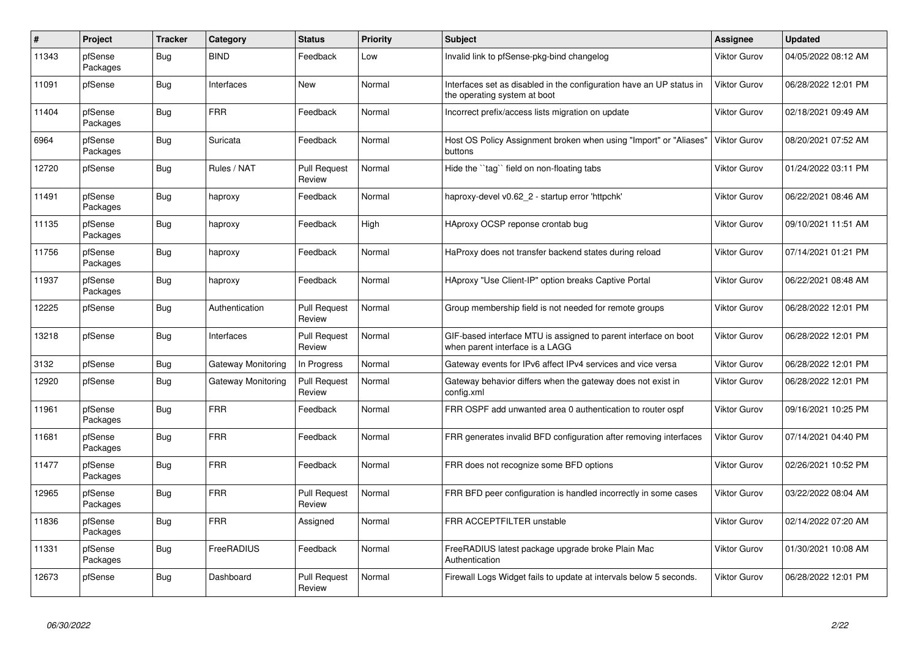| # | Project | Tracker | Category | Status | Priority | Subject | Assignee | Updated |
|---|---|---|---|---|---|---|---|---|
| 11343 | pfSense Packages | Bug | BIND | Feedback | Low | Invalid link to pfSense-pkg-bind changelog | Viktor Gurov | 04/05/2022 08:12 AM |
| 11091 | pfSense | Bug | Interfaces | New | Normal | Interfaces set as disabled in the configuration have an UP status in the operating system at boot | Viktor Gurov | 06/28/2022 12:01 PM |
| 11404 | pfSense Packages | Bug | FRR | Feedback | Normal | Incorrect prefix/access lists migration on update | Viktor Gurov | 02/18/2021 09:49 AM |
| 6964 | pfSense Packages | Bug | Suricata | Feedback | Normal | Host OS Policy Assignment broken when using "Import" or "Aliases" buttons | Viktor Gurov | 08/20/2021 07:52 AM |
| 12720 | pfSense | Bug | Rules / NAT | Pull Request Review | Normal | Hide the ``tag`` field on non-floating tabs | Viktor Gurov | 01/24/2022 03:11 PM |
| 11491 | pfSense Packages | Bug | haproxy | Feedback | Normal | haproxy-devel v0.62_2 - startup error 'httpchk' | Viktor Gurov | 06/22/2021 08:46 AM |
| 11135 | pfSense Packages | Bug | haproxy | Feedback | High | HAproxy OCSP reponse crontab bug | Viktor Gurov | 09/10/2021 11:51 AM |
| 11756 | pfSense Packages | Bug | haproxy | Feedback | Normal | HaProxy does not transfer backend states during reload | Viktor Gurov | 07/14/2021 01:21 PM |
| 11937 | pfSense Packages | Bug | haproxy | Feedback | Normal | HAproxy "Use Client-IP" option breaks Captive Portal | Viktor Gurov | 06/22/2021 08:48 AM |
| 12225 | pfSense | Bug | Authentication | Pull Request Review | Normal | Group membership field is not needed for remote groups | Viktor Gurov | 06/28/2022 12:01 PM |
| 13218 | pfSense | Bug | Interfaces | Pull Request Review | Normal | GIF-based interface MTU is assigned to parent interface on boot when parent interface is a LAGG | Viktor Gurov | 06/28/2022 12:01 PM |
| 3132 | pfSense | Bug | Gateway Monitoring | In Progress | Normal | Gateway events for IPv6 affect IPv4 services and vice versa | Viktor Gurov | 06/28/2022 12:01 PM |
| 12920 | pfSense | Bug | Gateway Monitoring | Pull Request Review | Normal | Gateway behavior differs when the gateway does not exist in config.xml | Viktor Gurov | 06/28/2022 12:01 PM |
| 11961 | pfSense Packages | Bug | FRR | Feedback | Normal | FRR OSPF add unwanted area 0 authentication to router ospf | Viktor Gurov | 09/16/2021 10:25 PM |
| 11681 | pfSense Packages | Bug | FRR | Feedback | Normal | FRR generates invalid BFD configuration after removing interfaces | Viktor Gurov | 07/14/2021 04:40 PM |
| 11477 | pfSense Packages | Bug | FRR | Feedback | Normal | FRR does not recognize some BFD options | Viktor Gurov | 02/26/2021 10:52 PM |
| 12965 | pfSense Packages | Bug | FRR | Pull Request Review | Normal | FRR BFD peer configuration is handled incorrectly in some cases | Viktor Gurov | 03/22/2022 08:04 AM |
| 11836 | pfSense Packages | Bug | FRR | Assigned | Normal | FRR ACCEPTFILTER unstable | Viktor Gurov | 02/14/2022 07:20 AM |
| 11331 | pfSense Packages | Bug | FreeRADIUS | Feedback | Normal | FreeRADIUS latest package upgrade broke Plain Mac Authentication | Viktor Gurov | 01/30/2021 10:08 AM |
| 12673 | pfSense | Bug | Dashboard | Pull Request Review | Normal | Firewall Logs Widget fails to update at intervals below 5 seconds. | Viktor Gurov | 06/28/2022 12:01 PM |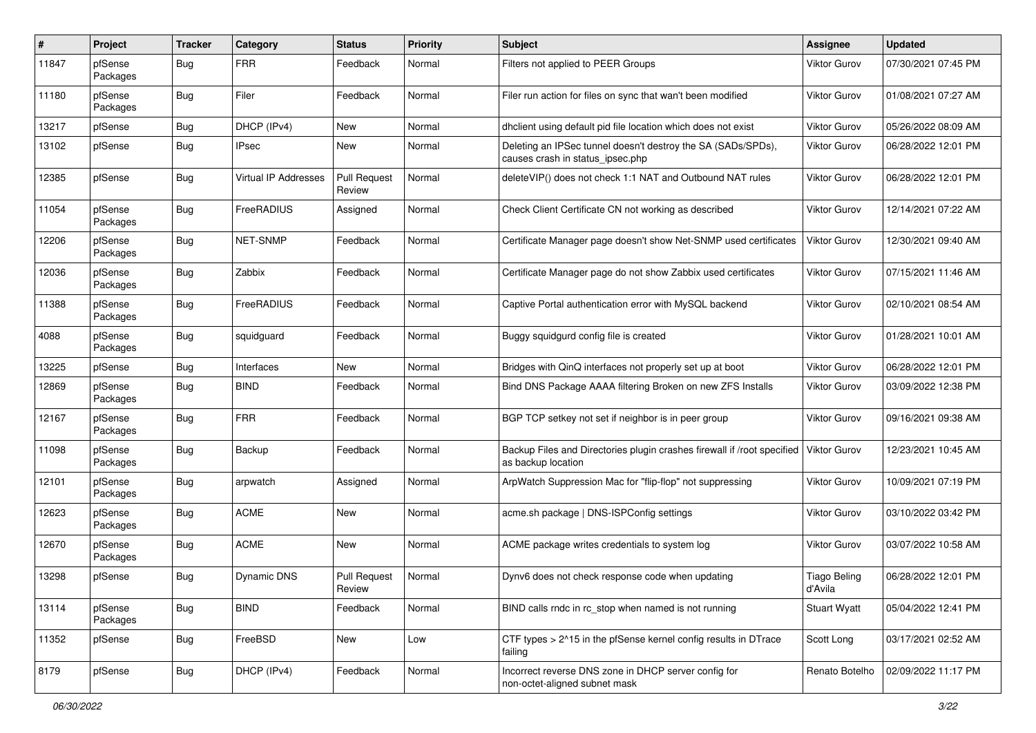| # | Project | Tracker | Category | Status | Priority | Subject | Assignee | Updated |
|---|---|---|---|---|---|---|---|---|
| 11847 | pfSense Packages | Bug | FRR | Feedback | Normal | Filters not applied to PEER Groups | Viktor Gurov | 07/30/2021 07:45 PM |
| 11180 | pfSense Packages | Bug | Filer | Feedback | Normal | Filer run action for files on sync that wan't been modified | Viktor Gurov | 01/08/2021 07:27 AM |
| 13217 | pfSense | Bug | DHCP (IPv4) | New | Normal | dhclient using default pid file location which does not exist | Viktor Gurov | 05/26/2022 08:09 AM |
| 13102 | pfSense | Bug | IPsec | New | Normal | Deleting an IPSec tunnel doesn't destroy the SA (SADs/SPDs), causes crash in status_ipsec.php | Viktor Gurov | 06/28/2022 12:01 PM |
| 12385 | pfSense | Bug | Virtual IP Addresses | Pull Request Review | Normal | deleteVIP() does not check 1:1 NAT and Outbound NAT rules | Viktor Gurov | 06/28/2022 12:01 PM |
| 11054 | pfSense Packages | Bug | FreeRADIUS | Assigned | Normal | Check Client Certificate CN not working as described | Viktor Gurov | 12/14/2021 07:22 AM |
| 12206 | pfSense Packages | Bug | NET-SNMP | Feedback | Normal | Certificate Manager page doesn't show Net-SNMP used certificates | Viktor Gurov | 12/30/2021 09:40 AM |
| 12036 | pfSense Packages | Bug | Zabbix | Feedback | Normal | Certificate Manager page do not show Zabbix used certificates | Viktor Gurov | 07/15/2021 11:46 AM |
| 11388 | pfSense Packages | Bug | FreeRADIUS | Feedback | Normal | Captive Portal authentication error with MySQL backend | Viktor Gurov | 02/10/2021 08:54 AM |
| 4088 | pfSense Packages | Bug | squidguard | Feedback | Normal | Buggy squidgurd config file is created | Viktor Gurov | 01/28/2021 10:01 AM |
| 13225 | pfSense | Bug | Interfaces | New | Normal | Bridges with QinQ interfaces not properly set up at boot | Viktor Gurov | 06/28/2022 12:01 PM |
| 12869 | pfSense Packages | Bug | BIND | Feedback | Normal | Bind DNS Package AAAA filtering Broken on new ZFS Installs | Viktor Gurov | 03/09/2022 12:38 PM |
| 12167 | pfSense Packages | Bug | FRR | Feedback | Normal | BGP TCP setkey not set if neighbor is in peer group | Viktor Gurov | 09/16/2021 09:38 AM |
| 11098 | pfSense Packages | Bug | Backup | Feedback | Normal | Backup Files and Directories plugin crashes firewall if /root specified as backup location | Viktor Gurov | 12/23/2021 10:45 AM |
| 12101 | pfSense Packages | Bug | arpwatch | Assigned | Normal | ArpWatch Suppression Mac for "flip-flop" not suppressing | Viktor Gurov | 10/09/2021 07:19 PM |
| 12623 | pfSense Packages | Bug | ACME | New | Normal | acme.sh package \| DNS-ISPConfig settings | Viktor Gurov | 03/10/2022 03:42 PM |
| 12670 | pfSense Packages | Bug | ACME | New | Normal | ACME package writes credentials to system log | Viktor Gurov | 03/07/2022 10:58 AM |
| 13298 | pfSense | Bug | Dynamic DNS | Pull Request Review | Normal | Dynv6 does not check response code when updating | Tiago Beling d'Avila | 06/28/2022 12:01 PM |
| 13114 | pfSense Packages | Bug | BIND | Feedback | Normal | BIND calls rndc in rc_stop when named is not running | Stuart Wyatt | 05/04/2022 12:41 PM |
| 11352 | pfSense | Bug | FreeBSD | New | Low | CTF types > 2^15 in the pfSense kernel config results in DTrace failing | Scott Long | 03/17/2021 02:52 AM |
| 8179 | pfSense | Bug | DHCP (IPv4) | Feedback | Normal | Incorrect reverse DNS zone in DHCP server config for non-octet-aligned subnet mask | Renato Botelho | 02/09/2022 11:17 PM |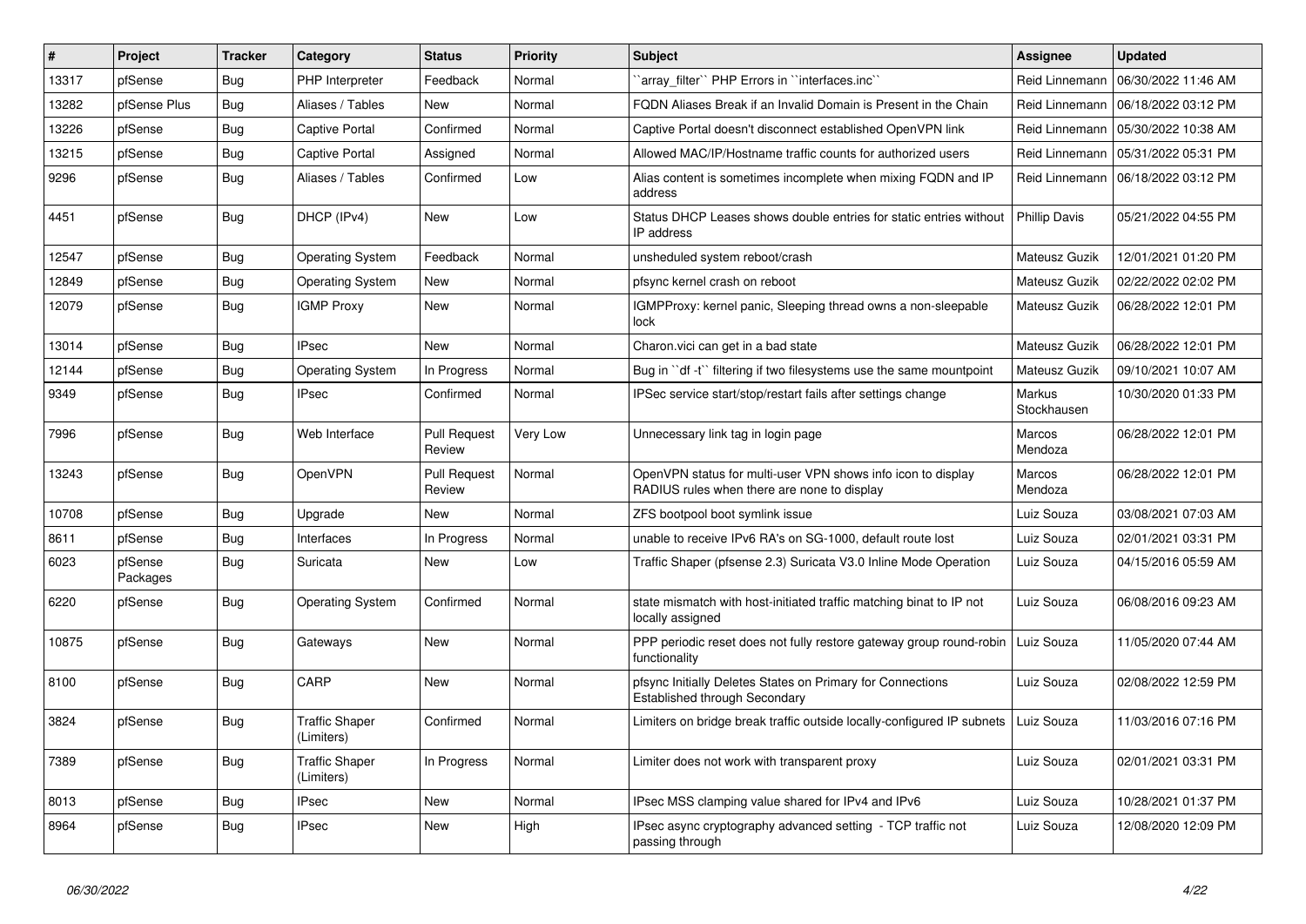| # | Project | Tracker | Category | Status | Priority | Subject | Assignee | Updated |
|---|---|---|---|---|---|---|---|---|
| 13317 | pfSense | Bug | PHP Interpreter | Feedback | Normal | ``array_filter`` PHP Errors in ``interfaces.inc`` | Reid Linnemann | 06/30/2022 11:46 AM |
| 13282 | pfSense Plus | Bug | Aliases / Tables | New | Normal | FQDN Aliases Break if an Invalid Domain is Present in the Chain | Reid Linnemann | 06/18/2022 03:12 PM |
| 13226 | pfSense | Bug | Captive Portal | Confirmed | Normal | Captive Portal doesn't disconnect established OpenVPN link | Reid Linnemann | 05/30/2022 10:38 AM |
| 13215 | pfSense | Bug | Captive Portal | Assigned | Normal | Allowed MAC/IP/Hostname traffic counts for authorized users | Reid Linnemann | 05/31/2022 05:31 PM |
| 9296 | pfSense | Bug | Aliases / Tables | Confirmed | Low | Alias content is sometimes incomplete when mixing FQDN and IP address | Reid Linnemann | 06/18/2022 03:12 PM |
| 4451 | pfSense | Bug | DHCP (IPv4) | New | Low | Status DHCP Leases shows double entries for static entries without IP address | Phillip Davis | 05/21/2022 04:55 PM |
| 12547 | pfSense | Bug | Operating System | Feedback | Normal | unsheduled system reboot/crash | Mateusz Guzik | 12/01/2021 01:20 PM |
| 12849 | pfSense | Bug | Operating System | New | Normal | pfsync kernel crash on reboot | Mateusz Guzik | 02/22/2022 02:02 PM |
| 12079 | pfSense | Bug | IGMP Proxy | New | Normal | IGMPProxy: kernel panic, Sleeping thread owns a non-sleepable lock | Mateusz Guzik | 06/28/2022 12:01 PM |
| 13014 | pfSense | Bug | IPsec | New | Normal | Charon.vici can get in a bad state | Mateusz Guzik | 06/28/2022 12:01 PM |
| 12144 | pfSense | Bug | Operating System | In Progress | Normal | Bug in ``df -t`` filtering if two filesystems use the same mountpoint | Mateusz Guzik | 09/10/2021 10:07 AM |
| 9349 | pfSense | Bug | IPsec | Confirmed | Normal | IPSec service start/stop/restart fails after settings change | Markus Stockhausen | 10/30/2020 01:33 PM |
| 7996 | pfSense | Bug | Web Interface | Pull Request Review | Very Low | Unnecessary link tag in login page | Marcos Mendoza | 06/28/2022 12:01 PM |
| 13243 | pfSense | Bug | OpenVPN | Pull Request Review | Normal | OpenVPN status for multi-user VPN shows info icon to display RADIUS rules when there are none to display | Marcos Mendoza | 06/28/2022 12:01 PM |
| 10708 | pfSense | Bug | Upgrade | New | Normal | ZFS bootpool boot symlink issue | Luiz Souza | 03/08/2021 07:03 AM |
| 8611 | pfSense | Bug | Interfaces | In Progress | Normal | unable to receive IPv6 RA's on SG-1000, default route lost | Luiz Souza | 02/01/2021 03:31 PM |
| 6023 | pfSense Packages | Bug | Suricata | New | Low | Traffic Shaper (pfsense 2.3) Suricata V3.0 Inline Mode Operation | Luiz Souza | 04/15/2016 05:59 AM |
| 6220 | pfSense | Bug | Operating System | Confirmed | Normal | state mismatch with host-initiated traffic matching binat to IP not locally assigned | Luiz Souza | 06/08/2016 09:23 AM |
| 10875 | pfSense | Bug | Gateways | New | Normal | PPP periodic reset does not fully restore gateway group round-robin functionality | Luiz Souza | 11/05/2020 07:44 AM |
| 8100 | pfSense | Bug | CARP | New | Normal | pfsync Initially Deletes States on Primary for Connections Established through Secondary | Luiz Souza | 02/08/2022 12:59 PM |
| 3824 | pfSense | Bug | Traffic Shaper (Limiters) | Confirmed | Normal | Limiters on bridge break traffic outside locally-configured IP subnets | Luiz Souza | 11/03/2016 07:16 PM |
| 7389 | pfSense | Bug | Traffic Shaper (Limiters) | In Progress | Normal | Limiter does not work with transparent proxy | Luiz Souza | 02/01/2021 03:31 PM |
| 8013 | pfSense | Bug | IPsec | New | Normal | IPsec MSS clamping value shared for IPv4 and IPv6 | Luiz Souza | 10/28/2021 01:37 PM |
| 8964 | pfSense | Bug | IPsec | New | High | IPsec async cryptography advanced setting - TCP traffic not passing through | Luiz Souza | 12/08/2020 12:09 PM |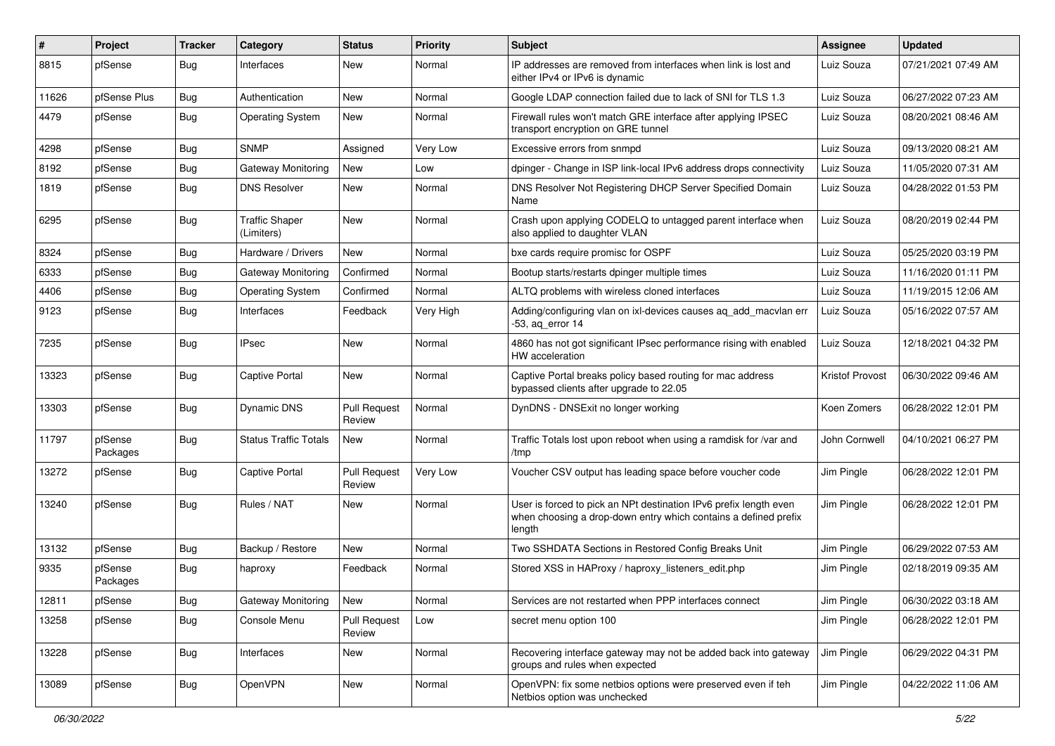| # | Project | Tracker | Category | Status | Priority | Subject | Assignee | Updated |
|---|---|---|---|---|---|---|---|---|
| 8815 | pfSense | Bug | Interfaces | New | Normal | IP addresses are removed from interfaces when link is lost and either IPv4 or IPv6 is dynamic | Luiz Souza | 07/21/2021 07:49 AM |
| 11626 | pfSense Plus | Bug | Authentication | New | Normal | Google LDAP connection failed due to lack of SNI for TLS 1.3 | Luiz Souza | 06/27/2022 07:23 AM |
| 4479 | pfSense | Bug | Operating System | New | Normal | Firewall rules won't match GRE interface after applying IPSEC transport encryption on GRE tunnel | Luiz Souza | 08/20/2021 08:46 AM |
| 4298 | pfSense | Bug | SNMP | Assigned | Very Low | Excessive errors from snmpd | Luiz Souza | 09/13/2020 08:21 AM |
| 8192 | pfSense | Bug | Gateway Monitoring | New | Low | dpinger - Change in ISP link-local IPv6 address drops connectivity | Luiz Souza | 11/05/2020 07:31 AM |
| 1819 | pfSense | Bug | DNS Resolver | New | Normal | DNS Resolver Not Registering DHCP Server Specified Domain Name | Luiz Souza | 04/28/2022 01:53 PM |
| 6295 | pfSense | Bug | Traffic Shaper (Limiters) | New | Normal | Crash upon applying CODELQ to untagged parent interface when also applied to daughter VLAN | Luiz Souza | 08/20/2019 02:44 PM |
| 8324 | pfSense | Bug | Hardware / Drivers | New | Normal | bxe cards require promisc for OSPF | Luiz Souza | 05/25/2020 03:19 PM |
| 6333 | pfSense | Bug | Gateway Monitoring | Confirmed | Normal | Bootup starts/restarts dpinger multiple times | Luiz Souza | 11/16/2020 01:11 PM |
| 4406 | pfSense | Bug | Operating System | Confirmed | Normal | ALTQ problems with wireless cloned interfaces | Luiz Souza | 11/19/2015 12:06 AM |
| 9123 | pfSense | Bug | Interfaces | Feedback | Very High | Adding/configuring vlan on ixl-devices causes aq_add_macvlan err -53, aq_error 14 | Luiz Souza | 05/16/2022 07:57 AM |
| 7235 | pfSense | Bug | IPsec | New | Normal | 4860 has not got significant IPsec performance rising with enabled HW acceleration | Luiz Souza | 12/18/2021 04:32 PM |
| 13323 | pfSense | Bug | Captive Portal | New | Normal | Captive Portal breaks policy based routing for mac address bypassed clients after upgrade to 22.05 | Kristof Provost | 06/30/2022 09:46 AM |
| 13303 | pfSense | Bug | Dynamic DNS | Pull Request Review | Normal | DynDNS - DNSExit no longer working | Koen Zomers | 06/28/2022 12:01 PM |
| 11797 | pfSense Packages | Bug | Status Traffic Totals | New | Normal | Traffic Totals lost upon reboot when using a ramdisk for /var and /tmp | John Cornwell | 04/10/2021 06:27 PM |
| 13272 | pfSense | Bug | Captive Portal | Pull Request Review | Very Low | Voucher CSV output has leading space before voucher code | Jim Pingle | 06/28/2022 12:01 PM |
| 13240 | pfSense | Bug | Rules / NAT | New | Normal | User is forced to pick an NPt destination IPv6 prefix length even when choosing a drop-down entry which contains a defined prefix length | Jim Pingle | 06/28/2022 12:01 PM |
| 13132 | pfSense | Bug | Backup / Restore | New | Normal | Two SSHDATA Sections in Restored Config Breaks Unit | Jim Pingle | 06/29/2022 07:53 AM |
| 9335 | pfSense Packages | Bug | haproxy | Feedback | Normal | Stored XSS in HAProxy / haproxy_listeners_edit.php | Jim Pingle | 02/18/2019 09:35 AM |
| 12811 | pfSense | Bug | Gateway Monitoring | New | Normal | Services are not restarted when PPP interfaces connect | Jim Pingle | 06/30/2022 03:18 AM |
| 13258 | pfSense | Bug | Console Menu | Pull Request Review | Low | secret menu option 100 | Jim Pingle | 06/28/2022 12:01 PM |
| 13228 | pfSense | Bug | Interfaces | New | Normal | Recovering interface gateway may not be added back into gateway groups and rules when expected | Jim Pingle | 06/29/2022 04:31 PM |
| 13089 | pfSense | Bug | OpenVPN | New | Normal | OpenVPN: fix some netbios options were preserved even if teh Netbios option was unchecked | Jim Pingle | 04/22/2022 11:06 AM |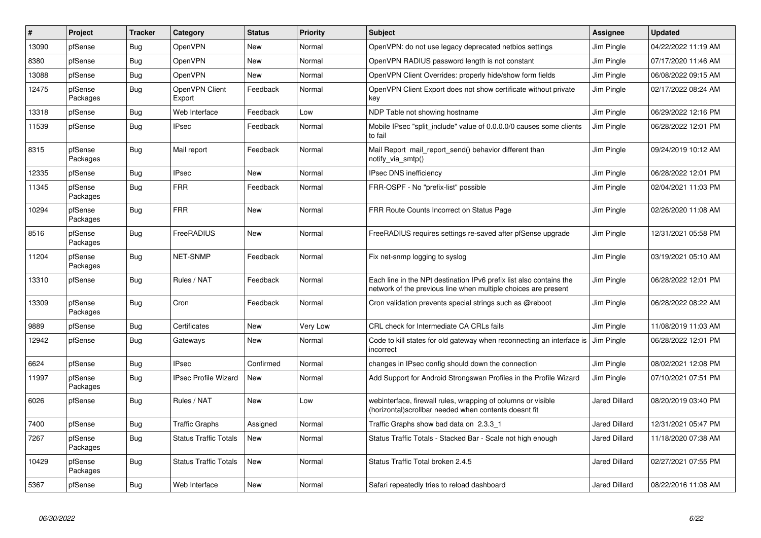| # | Project | Tracker | Category | Status | Priority | Subject | Assignee | Updated |
|---|---|---|---|---|---|---|---|---|
| 13090 | pfSense | Bug | OpenVPN | New | Normal | OpenVPN: do not use legacy deprecated netbios settings | Jim Pingle | 04/22/2022 11:19 AM |
| 8380 | pfSense | Bug | OpenVPN | New | Normal | OpenVPN RADIUS password length is not constant | Jim Pingle | 07/17/2020 11:46 AM |
| 13088 | pfSense | Bug | OpenVPN | New | Normal | OpenVPN Client Overrides: properly hide/show form fields | Jim Pingle | 06/08/2022 09:15 AM |
| 12475 | pfSense Packages | Bug | OpenVPN Client Export | Feedback | Normal | OpenVPN Client Export does not show certificate without private key | Jim Pingle | 02/17/2022 08:24 AM |
| 13318 | pfSense | Bug | Web Interface | Feedback | Low | NDP Table not showing hostname | Jim Pingle | 06/29/2022 12:16 PM |
| 11539 | pfSense | Bug | IPsec | Feedback | Normal | Mobile IPsec "split_include" value of 0.0.0.0/0 causes some clients to fail | Jim Pingle | 06/28/2022 12:01 PM |
| 8315 | pfSense Packages | Bug | Mail report | Feedback | Normal | Mail Report mail_report_send() behavior different than notify_via_smtp() | Jim Pingle | 09/24/2019 10:12 AM |
| 12335 | pfSense | Bug | IPsec | New | Normal | IPsec DNS inefficiency | Jim Pingle | 06/28/2022 12:01 PM |
| 11345 | pfSense Packages | Bug | FRR | Feedback | Normal | FRR-OSPF - No "prefix-list" possible | Jim Pingle | 02/04/2021 11:03 PM |
| 10294 | pfSense Packages | Bug | FRR | New | Normal | FRR Route Counts Incorrect on Status Page | Jim Pingle | 02/26/2020 11:08 AM |
| 8516 | pfSense Packages | Bug | FreeRADIUS | New | Normal | FreeRADIUS requires settings re-saved after pfSense upgrade | Jim Pingle | 12/31/2021 05:58 PM |
| 11204 | pfSense Packages | Bug | NET-SNMP | Feedback | Normal | Fix net-snmp logging to syslog | Jim Pingle | 03/19/2021 05:10 AM |
| 13310 | pfSense | Bug | Rules / NAT | Feedback | Normal | Each line in the NPt destination IPv6 prefix list also contains the network of the previous line when multiple choices are present | Jim Pingle | 06/28/2022 12:01 PM |
| 13309 | pfSense Packages | Bug | Cron | Feedback | Normal | Cron validation prevents special strings such as @reboot | Jim Pingle | 06/28/2022 08:22 AM |
| 9889 | pfSense | Bug | Certificates | New | Very Low | CRL check for Intermediate CA CRLs fails | Jim Pingle | 11/08/2019 11:03 AM |
| 12942 | pfSense | Bug | Gateways | New | Normal | Code to kill states for old gateway when reconnecting an interface is incorrect | Jim Pingle | 06/28/2022 12:01 PM |
| 6624 | pfSense | Bug | IPsec | Confirmed | Normal | changes in IPsec config should down the connection | Jim Pingle | 08/02/2021 12:08 PM |
| 11997 | pfSense Packages | Bug | IPsec Profile Wizard | New | Normal | Add Support for Android Strongswan Profiles in the Profile Wizard | Jim Pingle | 07/10/2021 07:51 PM |
| 6026 | pfSense | Bug | Rules / NAT | New | Low | webinterface, firewall rules, wrapping of columns or visible (horizontal)scrollbar needed when contents doesnt fit | Jared Dillard | 08/20/2019 03:40 PM |
| 7400 | pfSense | Bug | Traffic Graphs | Assigned | Normal | Traffic Graphs show bad data on 2.3.3_1 | Jared Dillard | 12/31/2021 05:47 PM |
| 7267 | pfSense Packages | Bug | Status Traffic Totals | New | Normal | Status Traffic Totals - Stacked Bar - Scale not high enough | Jared Dillard | 11/18/2020 07:38 AM |
| 10429 | pfSense Packages | Bug | Status Traffic Totals | New | Normal | Status Traffic Total broken 2.4.5 | Jared Dillard | 02/27/2021 07:55 PM |
| 5367 | pfSense | Bug | Web Interface | New | Normal | Safari repeatedly tries to reload dashboard | Jared Dillard | 08/22/2016 11:08 AM |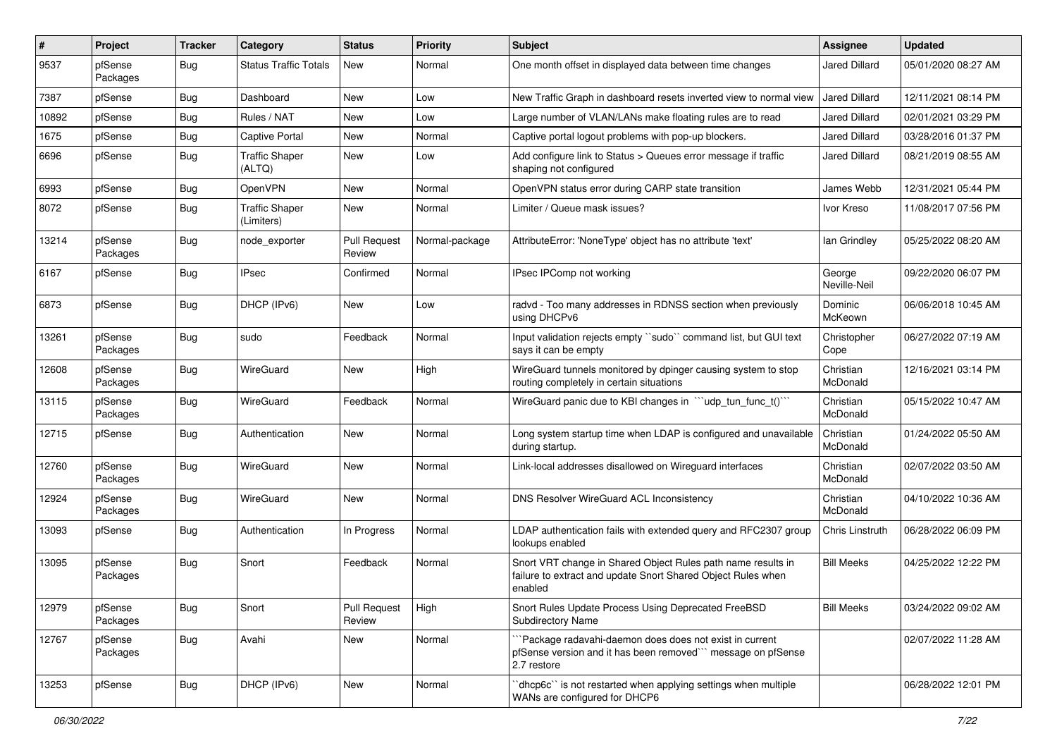| # | Project | Tracker | Category | Status | Priority | Subject | Assignee | Updated |
|---|---|---|---|---|---|---|---|---|
| 9537 | pfSense Packages | Bug | Status Traffic Totals | New | Normal | One month offset in displayed data between time changes | Jared Dillard | 05/01/2020 08:27 AM |
| 7387 | pfSense | Bug | Dashboard | New | Low | New Traffic Graph in dashboard resets inverted view to normal view | Jared Dillard | 12/11/2021 08:14 PM |
| 10892 | pfSense | Bug | Rules / NAT | New | Low | Large number of VLAN/LANs make floating rules are to read | Jared Dillard | 02/01/2021 03:29 PM |
| 1675 | pfSense | Bug | Captive Portal | New | Normal | Captive portal logout problems with pop-up blockers. | Jared Dillard | 03/28/2016 01:37 PM |
| 6696 | pfSense | Bug | Traffic Shaper (ALTQ) | New | Low | Add configure link to Status > Queues error message if traffic shaping not configured | Jared Dillard | 08/21/2019 08:55 AM |
| 6993 | pfSense | Bug | OpenVPN | New | Normal | OpenVPN status error during CARP state transition | James Webb | 12/31/2021 05:44 PM |
| 8072 | pfSense | Bug | Traffic Shaper (Limiters) | New | Normal | Limiter / Queue mask issues? | Ivor Kreso | 11/08/2017 07:56 PM |
| 13214 | pfSense Packages | Bug | node_exporter | Pull Request Review | Normal-package | AttributeError: 'NoneType' object has no attribute 'text' | Ian Grindley | 05/25/2022 08:20 AM |
| 6167 | pfSense | Bug | IPsec | Confirmed | Normal | IPsec IPComp not working | George Neville-Neil | 09/22/2020 06:07 PM |
| 6873 | pfSense | Bug | DHCP (IPv6) | New | Low | radvd - Too many addresses in RDNSS section when previously using DHCPv6 | Dominic McKeown | 06/06/2018 10:45 AM |
| 13261 | pfSense Packages | Bug | sudo | Feedback | Normal | Input validation rejects empty ``sudo`` command list, but GUI text says it can be empty | Christopher Cope | 06/27/2022 07:19 AM |
| 12608 | pfSense Packages | Bug | WireGuard | New | High | WireGuard tunnels monitored by dpinger causing system to stop routing completely in certain situations | Christian McDonald | 12/16/2021 03:14 PM |
| 13115 | pfSense Packages | Bug | WireGuard | Feedback | Normal | WireGuard panic due to KBI changes in ```udp_tun_func_t()``` | Christian McDonald | 05/15/2022 10:47 AM |
| 12715 | pfSense | Bug | Authentication | New | Normal | Long system startup time when LDAP is configured and unavailable during startup. | Christian McDonald | 01/24/2022 05:50 AM |
| 12760 | pfSense Packages | Bug | WireGuard | New | Normal | Link-local addresses disallowed on Wireguard interfaces | Christian McDonald | 02/07/2022 03:50 AM |
| 12924 | pfSense Packages | Bug | WireGuard | New | Normal | DNS Resolver WireGuard ACL Inconsistency | Christian McDonald | 04/10/2022 10:36 AM |
| 13093 | pfSense | Bug | Authentication | In Progress | Normal | LDAP authentication fails with extended query and RFC2307 group lookups enabled | Chris Linstruth | 06/28/2022 06:09 PM |
| 13095 | pfSense Packages | Bug | Snort | Feedback | Normal | Snort VRT change in Shared Object Rules path name results in failure to extract and update Snort Shared Object Rules when enabled | Bill Meeks | 04/25/2022 12:22 PM |
| 12979 | pfSense Packages | Bug | Snort | Pull Request Review | High | Snort Rules Update Process Using Deprecated FreeBSD Subdirectory Name | Bill Meeks | 03/24/2022 09:02 AM |
| 12767 | pfSense Packages | Bug | Avahi | New | Normal | ```Package radavahi-daemon does does not exist in current pfSense version and it has been removed``` message on pfSense 2.7 restore | | 02/07/2022 11:28 AM |
| 13253 | pfSense | Bug | DHCP (IPv6) | New | Normal | ``dhcp6c`` is not restarted when applying settings when multiple WANs are configured for DHCP6 | | 06/28/2022 12:01 PM |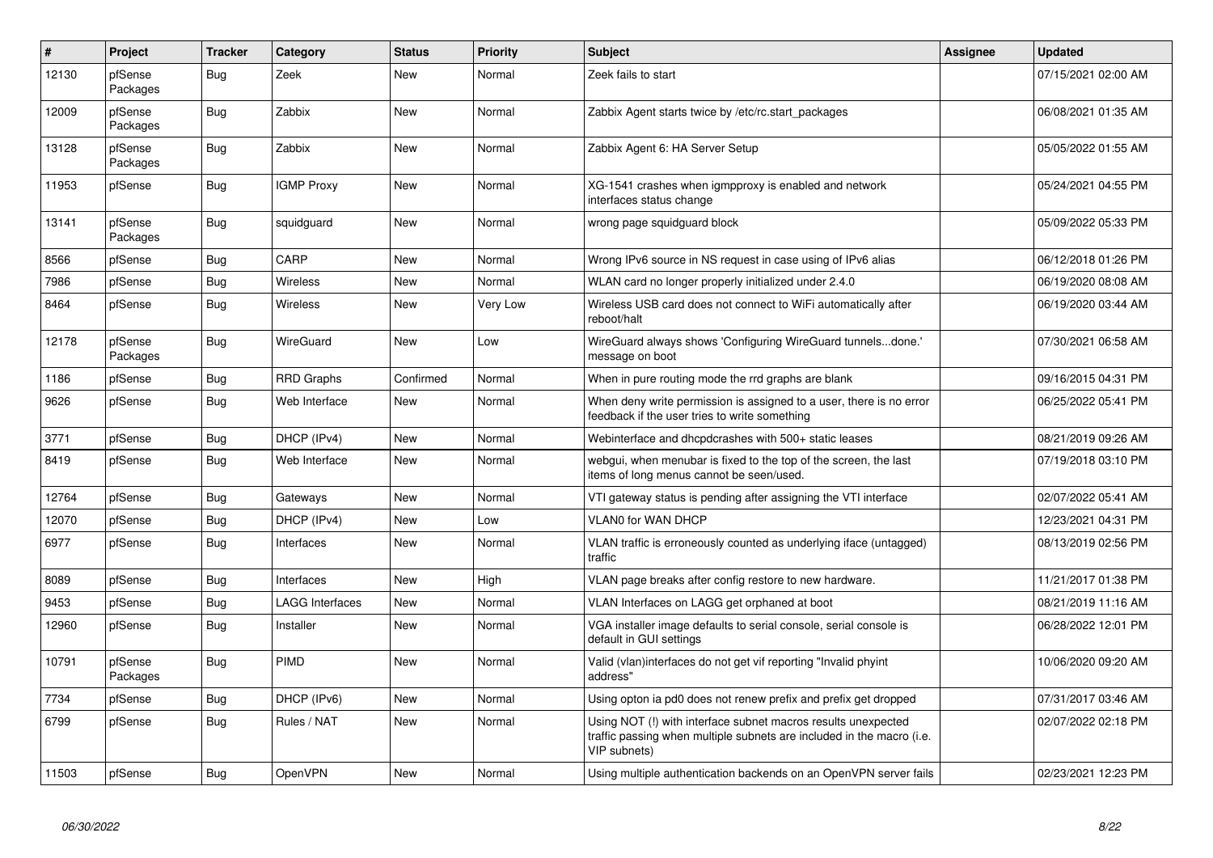| # | Project | Tracker | Category | Status | Priority | Subject | Assignee | Updated |
|---|---|---|---|---|---|---|---|---|
| 12130 | pfSense Packages | Bug | Zeek | New | Normal | Zeek fails to start | | 07/15/2021 02:00 AM |
| 12009 | pfSense Packages | Bug | Zabbix | New | Normal | Zabbix Agent starts twice by /etc/rc.start_packages | | 06/08/2021 01:35 AM |
| 13128 | pfSense Packages | Bug | Zabbix | New | Normal | Zabbix Agent 6: HA Server Setup | | 05/05/2022 01:55 AM |
| 11953 | pfSense | Bug | IGMP Proxy | New | Normal | XG-1541 crashes when igmpproxy is enabled and network interfaces status change | | 05/24/2021 04:55 PM |
| 13141 | pfSense Packages | Bug | squidguard | New | Normal | wrong page squidguard block | | 05/09/2022 05:33 PM |
| 8566 | pfSense | Bug | CARP | New | Normal | Wrong IPv6 source in NS request in case using of IPv6 alias | | 06/12/2018 01:26 PM |
| 7986 | pfSense | Bug | Wireless | New | Normal | WLAN card no longer properly initialized under 2.4.0 | | 06/19/2020 08:08 AM |
| 8464 | pfSense | Bug | Wireless | New | Very Low | Wireless USB card does not connect to WiFi automatically after reboot/halt | | 06/19/2020 03:44 AM |
| 12178 | pfSense Packages | Bug | WireGuard | New | Low | WireGuard always shows 'Configuring WireGuard tunnels...done.' message on boot | | 07/30/2021 06:58 AM |
| 1186 | pfSense | Bug | RRD Graphs | Confirmed | Normal | When in pure routing mode the rrd graphs are blank | | 09/16/2015 04:31 PM |
| 9626 | pfSense | Bug | Web Interface | New | Normal | When deny write permission is assigned to a user, there is no error feedback if the user tries to write something | | 06/25/2022 05:41 PM |
| 3771 | pfSense | Bug | DHCP (IPv4) | New | Normal | Webinterface and dhcpdcrashes with 500+ static leases | | 08/21/2019 09:26 AM |
| 8419 | pfSense | Bug | Web Interface | New | Normal | webgui, when menubar is fixed to the top of the screen, the last items of long menus cannot be seen/used. | | 07/19/2018 03:10 PM |
| 12764 | pfSense | Bug | Gateways | New | Normal | VTI gateway status is pending after assigning the VTI interface | | 02/07/2022 05:41 AM |
| 12070 | pfSense | Bug | DHCP (IPv4) | New | Low | VLAN0 for WAN DHCP | | 12/23/2021 04:31 PM |
| 6977 | pfSense | Bug | Interfaces | New | Normal | VLAN traffic is erroneously counted as underlying iface (untagged) traffic | | 08/13/2019 02:56 PM |
| 8089 | pfSense | Bug | Interfaces | New | High | VLAN page breaks after config restore to new hardware. | | 11/21/2017 01:38 PM |
| 9453 | pfSense | Bug | LAGG Interfaces | New | Normal | VLAN Interfaces on LAGG get orphaned at boot | | 08/21/2019 11:16 AM |
| 12960 | pfSense | Bug | Installer | New | Normal | VGA installer image defaults to serial console, serial console is default in GUI settings | | 06/28/2022 12:01 PM |
| 10791 | pfSense Packages | Bug | PIMD | New | Normal | Valid (vlan)interfaces do not get vif reporting "Invalid phyint address" | | 10/06/2020 09:20 AM |
| 7734 | pfSense | Bug | DHCP (IPv6) | New | Normal | Using opton ia pd0 does not renew prefix and prefix get dropped | | 07/31/2017 03:46 AM |
| 6799 | pfSense | Bug | Rules / NAT | New | Normal | Using NOT (!) with interface subnet macros results unexpected traffic passing when multiple subnets are included in the macro (i.e. VIP subnets) | | 02/07/2022 02:18 PM |
| 11503 | pfSense | Bug | OpenVPN | New | Normal | Using multiple authentication backends on an OpenVPN server fails | | 02/23/2021 12:23 PM |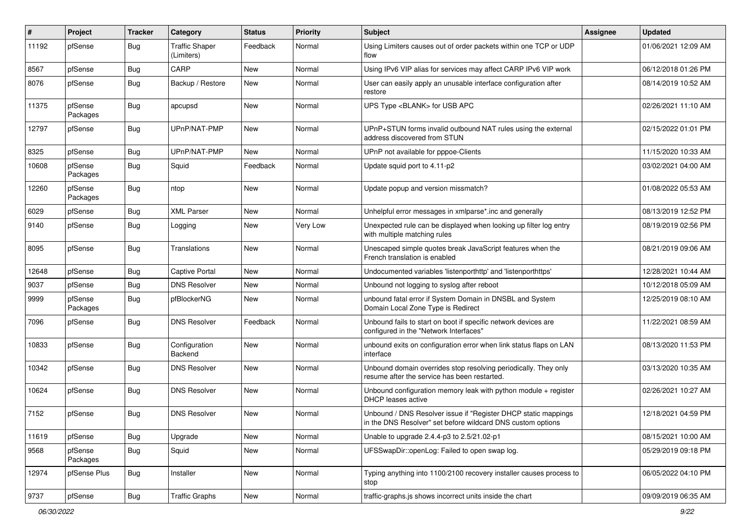| # | Project | Tracker | Category | Status | Priority | Subject | Assignee | Updated |
|---|---|---|---|---|---|---|---|---|
| 11192 | pfSense | Bug | Traffic Shaper (Limiters) | Feedback | Normal | Using Limiters causes out of order packets within one TCP or UDP flow | | 01/06/2021 12:09 AM |
| 8567 | pfSense | Bug | CARP | New | Normal | Using IPv6 VIP alias for services may affect CARP IPv6 VIP work | | 06/12/2018 01:26 PM |
| 8076 | pfSense | Bug | Backup / Restore | New | Normal | User can easily apply an unusable interface configuration after restore | | 08/14/2019 10:52 AM |
| 11375 | pfSense Packages | Bug | apcupsd | New | Normal | UPS Type <BLANK> for USB APC | | 02/26/2021 11:10 AM |
| 12797 | pfSense | Bug | UPnP/NAT-PMP | New | Normal | UPnP+STUN forms invalid outbound NAT rules using the external address discovered from STUN | | 02/15/2022 01:01 PM |
| 8325 | pfSense | Bug | UPnP/NAT-PMP | New | Normal | UPnP not available for pppoe-Clients | | 11/15/2020 10:33 AM |
| 10608 | pfSense Packages | Bug | Squid | Feedback | Normal | Update squid port to 4.11-p2 | | 03/02/2021 04:00 AM |
| 12260 | pfSense Packages | Bug | ntop | New | Normal | Update popup and version missmatch? | | 01/08/2022 05:53 AM |
| 6029 | pfSense | Bug | XML Parser | New | Normal | Unhelpful error messages in xmlparse*.inc and generally | | 08/13/2019 12:52 PM |
| 9140 | pfSense | Bug | Logging | New | Very Low | Unexpected rule can be displayed when looking up filter log entry with multiple matching rules | | 08/19/2019 02:56 PM |
| 8095 | pfSense | Bug | Translations | New | Normal | Unescaped simple quotes break JavaScript features when the French translation is enabled | | 08/21/2019 09:06 AM |
| 12648 | pfSense | Bug | Captive Portal | New | Normal | Undocumented variables 'listenporthttp' and 'listenporthttps' | | 12/28/2021 10:44 AM |
| 9037 | pfSense | Bug | DNS Resolver | New | Normal | Unbound not logging to syslog after reboot | | 10/12/2018 05:09 AM |
| 9999 | pfSense Packages | Bug | pfBlockerNG | New | Normal | unbound fatal error if System Domain in DNSBL and System Domain Local Zone Type is Redirect | | 12/25/2019 08:10 AM |
| 7096 | pfSense | Bug | DNS Resolver | Feedback | Normal | Unbound fails to start on boot if specific network devices are configured in the "Network Interfaces" | | 11/22/2021 08:59 AM |
| 10833 | pfSense | Bug | Configuration Backend | New | Normal | unbound exits on configuration error when link status flaps on LAN interface | | 08/13/2020 11:53 PM |
| 10342 | pfSense | Bug | DNS Resolver | New | Normal | Unbound domain overrides stop resolving periodically. They only resume after the service has been restarted. | | 03/13/2020 10:35 AM |
| 10624 | pfSense | Bug | DNS Resolver | New | Normal | Unbound configuration memory leak with python module + register DHCP leases active | | 02/26/2021 10:27 AM |
| 7152 | pfSense | Bug | DNS Resolver | New | Normal | Unbound / DNS Resolver issue if "Register DHCP static mappings in the DNS Resolver" set before wildcard DNS custom options | | 12/18/2021 04:59 PM |
| 11619 | pfSense | Bug | Upgrade | New | Normal | Unable to upgrade 2.4.4-p3 to 2.5/21.02-p1 | | 08/15/2021 10:00 AM |
| 9568 | pfSense Packages | Bug | Squid | New | Normal | UFSSwapDir::openLog: Failed to open swap log. | | 05/29/2019 09:18 PM |
| 12974 | pfSense Plus | Bug | Installer | New | Normal | Typing anything into 1100/2100 recovery installer causes process to stop | | 06/05/2022 04:10 PM |
| 9737 | pfSense | Bug | Traffic Graphs | New | Normal | traffic-graphs.js shows incorrect units inside the chart | | 09/09/2019 06:35 AM |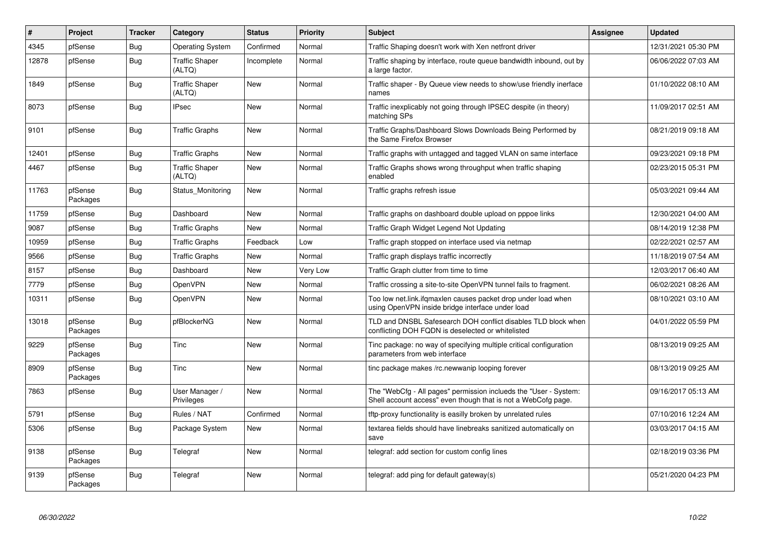| # | Project | Tracker | Category | Status | Priority | Subject | Assignee | Updated |
|---|---|---|---|---|---|---|---|---|
| 4345 | pfSense | Bug | Operating System | Confirmed | Normal | Traffic Shaping doesn't work with Xen netfront driver | | 12/31/2021 05:30 PM |
| 12878 | pfSense | Bug | Traffic Shaper (ALTQ) | Incomplete | Normal | Traffic shaping by interface, route queue bandwidth inbound, out by a large factor. | | 06/06/2022 07:03 AM |
| 1849 | pfSense | Bug | Traffic Shaper (ALTQ) | New | Normal | Traffic shaper - By Queue view needs to show/use friendly inerface names | | 01/10/2022 08:10 AM |
| 8073 | pfSense | Bug | IPsec | New | Normal | Traffic inexplicably not going through IPSEC despite (in theory) matching SPs | | 11/09/2017 02:51 AM |
| 9101 | pfSense | Bug | Traffic Graphs | New | Normal | Traffic Graphs/Dashboard Slows Downloads Being Performed by the Same Firefox Browser | | 08/21/2019 09:18 AM |
| 12401 | pfSense | Bug | Traffic Graphs | New | Normal | Traffic graphs with untagged and tagged VLAN on same interface | | 09/23/2021 09:18 PM |
| 4467 | pfSense | Bug | Traffic Shaper (ALTQ) | New | Normal | Traffic Graphs shows wrong throughput when traffic shaping enabled | | 02/23/2015 05:31 PM |
| 11763 | pfSense Packages | Bug | Status_Monitoring | New | Normal | Traffic graphs refresh issue | | 05/03/2021 09:44 AM |
| 11759 | pfSense | Bug | Dashboard | New | Normal | Traffic graphs on dashboard double upload on pppoe links | | 12/30/2021 04:00 AM |
| 9087 | pfSense | Bug | Traffic Graphs | New | Normal | Traffic Graph Widget Legend Not Updating | | 08/14/2019 12:38 PM |
| 10959 | pfSense | Bug | Traffic Graphs | Feedback | Low | Traffic graph stopped on interface used via netmap | | 02/22/2021 02:57 AM |
| 9566 | pfSense | Bug | Traffic Graphs | New | Normal | Traffic graph displays traffic incorrectly | | 11/18/2019 07:54 AM |
| 8157 | pfSense | Bug | Dashboard | New | Very Low | Traffic Graph clutter from time to time | | 12/03/2017 06:40 AM |
| 7779 | pfSense | Bug | OpenVPN | New | Normal | Traffic crossing a site-to-site OpenVPN tunnel fails to fragment. | | 06/02/2021 08:26 AM |
| 10311 | pfSense | Bug | OpenVPN | New | Normal | Too low net.link.ifqmaxlen causes packet drop under load when using OpenVPN inside bridge interface under load | | 08/10/2021 03:10 AM |
| 13018 | pfSense Packages | Bug | pfBlockerNG | New | Normal | TLD and DNSBL Safesearch DOH conflict disables TLD block when conflicting DOH FQDN is deselected or whitelisted | | 04/01/2022 05:59 PM |
| 9229 | pfSense Packages | Bug | Tinc | New | Normal | Tinc package: no way of specifying multiple critical configuration parameters from web interface | | 08/13/2019 09:25 AM |
| 8909 | pfSense Packages | Bug | Tinc | New | Normal | tinc package makes /rc.newwanip looping forever | | 08/13/2019 09:25 AM |
| 7863 | pfSense | Bug | User Manager / Privileges | New | Normal | The "WebCfg - All pages" permission inclueds the "User - System: Shell account access" even though that is not a WebCofg page. | | 09/16/2017 05:13 AM |
| 5791 | pfSense | Bug | Rules / NAT | Confirmed | Normal | tftp-proxy functionality is easilly broken by unrelated rules | | 07/10/2016 12:24 AM |
| 5306 | pfSense | Bug | Package System | New | Normal | textarea fields should have linebreaks sanitized automatically on save | | 03/03/2017 04:15 AM |
| 9138 | pfSense Packages | Bug | Telegraf | New | Normal | telegraf: add section for custom config lines | | 02/18/2019 03:36 PM |
| 9139 | pfSense Packages | Bug | Telegraf | New | Normal | telegraf: add ping for default gateway(s) | | 05/21/2020 04:23 PM |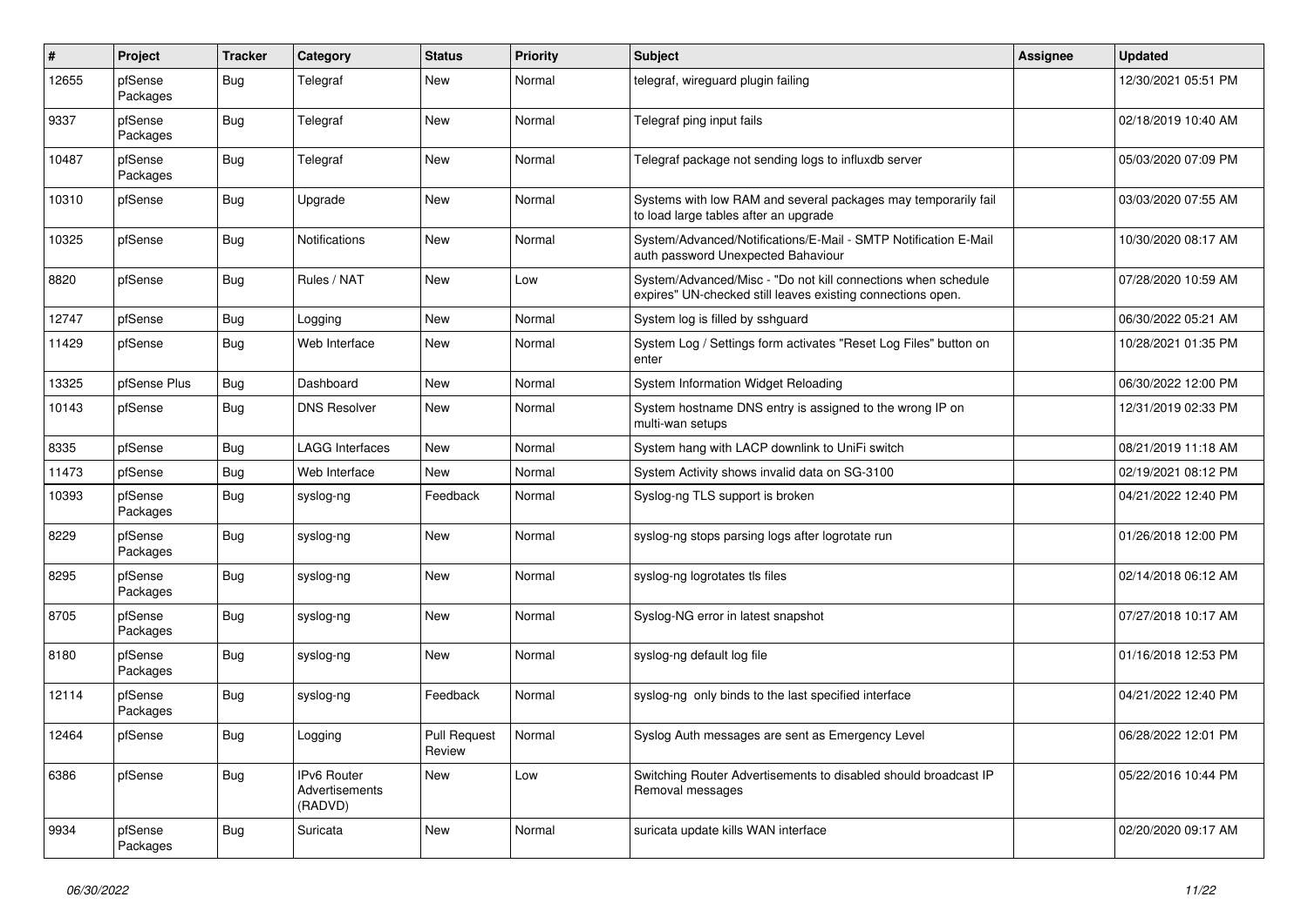| # | Project | Tracker | Category | Status | Priority | Subject | Assignee | Updated |
|---|---|---|---|---|---|---|---|---|
| 12655 | pfSense Packages | Bug | Telegraf | New | Normal | telegraf, wireguard plugin failing | | 12/30/2021 05:51 PM |
| 9337 | pfSense Packages | Bug | Telegraf | New | Normal | Telegraf ping input fails | | 02/18/2019 10:40 AM |
| 10487 | pfSense Packages | Bug | Telegraf | New | Normal | Telegraf package not sending logs to influxdb server | | 05/03/2020 07:09 PM |
| 10310 | pfSense | Bug | Upgrade | New | Normal | Systems with low RAM and several packages may temporarily fail to load large tables after an upgrade | | 03/03/2020 07:55 AM |
| 10325 | pfSense | Bug | Notifications | New | Normal | System/Advanced/Notifications/E-Mail - SMTP Notification E-Mail auth password Unexpected Bahaviour | | 10/30/2020 08:17 AM |
| 8820 | pfSense | Bug | Rules / NAT | New | Low | System/Advanced/Misc - "Do not kill connections when schedule expires" UN-checked still leaves existing connections open. | | 07/28/2020 10:59 AM |
| 12747 | pfSense | Bug | Logging | New | Normal | System log is filled by sshguard | | 06/30/2022 05:21 AM |
| 11429 | pfSense | Bug | Web Interface | New | Normal | System Log / Settings form activates "Reset Log Files" button on enter | | 10/28/2021 01:35 PM |
| 13325 | pfSense Plus | Bug | Dashboard | New | Normal | System Information Widget Reloading | | 06/30/2022 12:00 PM |
| 10143 | pfSense | Bug | DNS Resolver | New | Normal | System hostname DNS entry is assigned to the wrong IP on multi-wan setups | | 12/31/2019 02:33 PM |
| 8335 | pfSense | Bug | LAGG Interfaces | New | Normal | System hang with LACP downlink to UniFi switch | | 08/21/2019 11:18 AM |
| 11473 | pfSense | Bug | Web Interface | New | Normal | System Activity shows invalid data on SG-3100 | | 02/19/2021 08:12 PM |
| 10393 | pfSense Packages | Bug | syslog-ng | Feedback | Normal | Syslog-ng TLS support is broken | | 04/21/2022 12:40 PM |
| 8229 | pfSense Packages | Bug | syslog-ng | New | Normal | syslog-ng stops parsing logs after logrotate run | | 01/26/2018 12:00 PM |
| 8295 | pfSense Packages | Bug | syslog-ng | New | Normal | syslog-ng logrotates tls files | | 02/14/2018 06:12 AM |
| 8705 | pfSense Packages | Bug | syslog-ng | New | Normal | Syslog-NG error in latest snapshot | | 07/27/2018 10:17 AM |
| 8180 | pfSense Packages | Bug | syslog-ng | New | Normal | syslog-ng default log file | | 01/16/2018 12:53 PM |
| 12114 | pfSense Packages | Bug | syslog-ng | Feedback | Normal | syslog-ng only binds to the last specified interface | | 04/21/2022 12:40 PM |
| 12464 | pfSense | Bug | Logging | Pull Request Review | Normal | Syslog Auth messages are sent as Emergency Level | | 06/28/2022 12:01 PM |
| 6386 | pfSense | Bug | IPv6 Router Advertisements (RADVD) | New | Low | Switching Router Advertisements to disabled should broadcast IP Removal messages | | 05/22/2016 10:44 PM |
| 9934 | pfSense Packages | Bug | Suricata | New | Normal | suricata update kills WAN interface | | 02/20/2020 09:17 AM |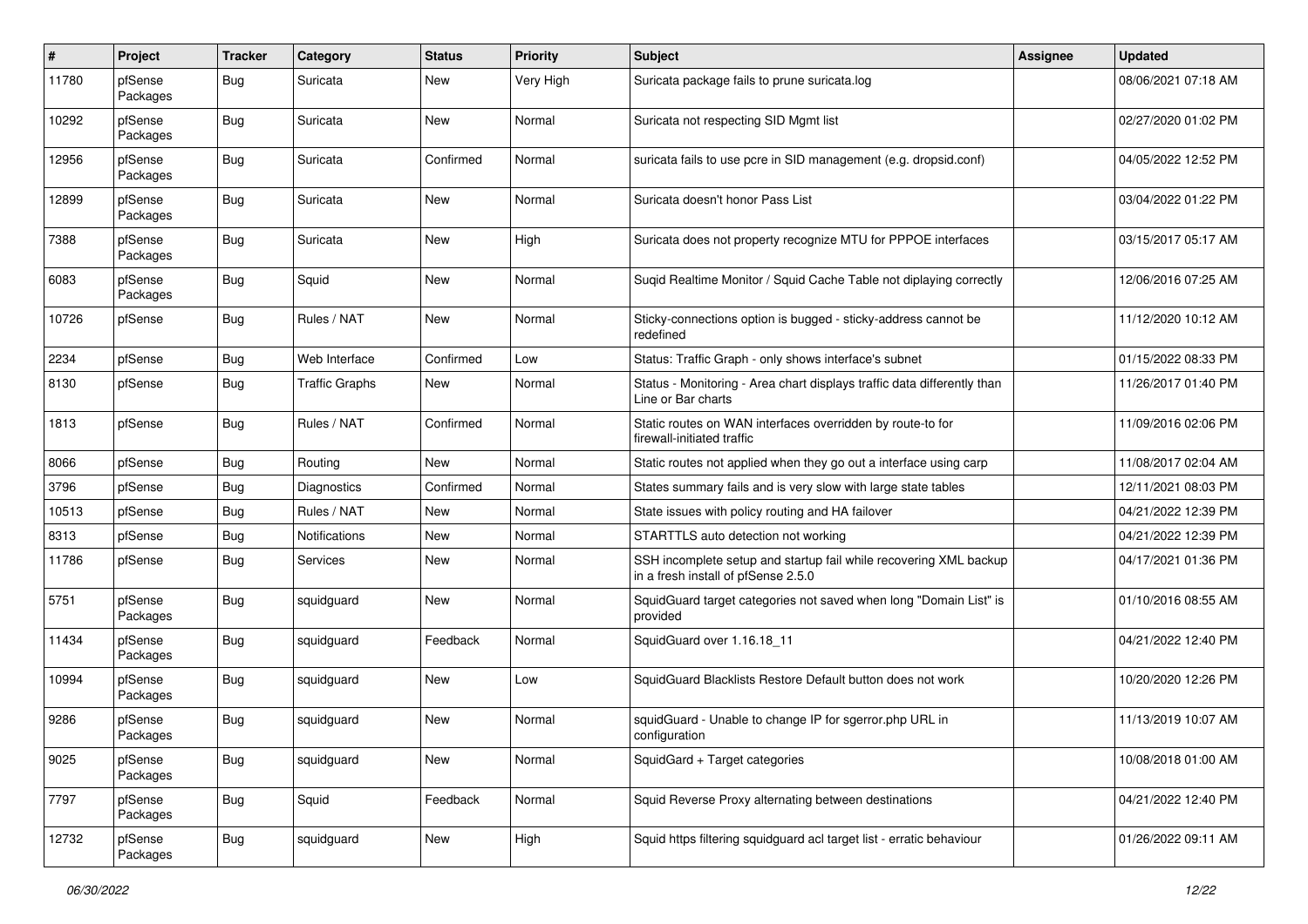| # | Project | Tracker | Category | Status | Priority | Subject | Assignee | Updated |
|---|---|---|---|---|---|---|---|---|
| 11780 | pfSense Packages | Bug | Suricata | New | Very High | Suricata package fails to prune suricata.log | | 08/06/2021 07:18 AM |
| 10292 | pfSense Packages | Bug | Suricata | New | Normal | Suricata not respecting SID Mgmt list | | 02/27/2020 01:02 PM |
| 12956 | pfSense Packages | Bug | Suricata | Confirmed | Normal | suricata fails to use pcre in SID management (e.g. dropsid.conf) | | 04/05/2022 12:52 PM |
| 12899 | pfSense Packages | Bug | Suricata | New | Normal | Suricata doesn't honor Pass List | | 03/04/2022 01:22 PM |
| 7388 | pfSense Packages | Bug | Suricata | New | High | Suricata does not property recognize MTU for PPPOE interfaces | | 03/15/2017 05:17 AM |
| 6083 | pfSense Packages | Bug | Squid | New | Normal | Suqid Realtime Monitor / Squid Cache Table not diplaying correctly | | 12/06/2016 07:25 AM |
| 10726 | pfSense | Bug | Rules / NAT | New | Normal | Sticky-connections option is bugged - sticky-address cannot be redefined | | 11/12/2020 10:12 AM |
| 2234 | pfSense | Bug | Web Interface | Confirmed | Low | Status: Traffic Graph - only shows interface's subnet | | 01/15/2022 08:33 PM |
| 8130 | pfSense | Bug | Traffic Graphs | New | Normal | Status - Monitoring - Area chart displays traffic data differently than Line or Bar charts | | 11/26/2017 01:40 PM |
| 1813 | pfSense | Bug | Rules / NAT | Confirmed | Normal | Static routes on WAN interfaces overridden by route-to for firewall-initiated traffic | | 11/09/2016 02:06 PM |
| 8066 | pfSense | Bug | Routing | New | Normal | Static routes not applied when they go out a interface using carp | | 11/08/2017 02:04 AM |
| 3796 | pfSense | Bug | Diagnostics | Confirmed | Normal | States summary fails and is very slow with large state tables | | 12/11/2021 08:03 PM |
| 10513 | pfSense | Bug | Rules / NAT | New | Normal | State issues with policy routing and HA failover | | 04/21/2022 12:39 PM |
| 8313 | pfSense | Bug | Notifications | New | Normal | STARTTLS auto detection not working | | 04/21/2022 12:39 PM |
| 11786 | pfSense | Bug | Services | New | Normal | SSH incomplete setup and startup fail while recovering XML backup in a fresh install of pfSense 2.5.0 | | 04/17/2021 01:36 PM |
| 5751 | pfSense Packages | Bug | squidguard | New | Normal | SquidGuard target categories not saved when long "Domain List" is provided | | 01/10/2016 08:55 AM |
| 11434 | pfSense Packages | Bug | squidguard | Feedback | Normal | SquidGuard over 1.16.18_11 | | 04/21/2022 12:40 PM |
| 10994 | pfSense Packages | Bug | squidguard | New | Low | SquidGuard Blacklists Restore Default button does not work | | 10/20/2020 12:26 PM |
| 9286 | pfSense Packages | Bug | squidguard | New | Normal | squidGuard - Unable to change IP for sgerror.php URL in configuration | | 11/13/2019 10:07 AM |
| 9025 | pfSense Packages | Bug | squidguard | New | Normal | SquidGard + Target categories | | 10/08/2018 01:00 AM |
| 7797 | pfSense Packages | Bug | Squid | Feedback | Normal | Squid Reverse Proxy alternating between destinations | | 04/21/2022 12:40 PM |
| 12732 | pfSense Packages | Bug | squidguard | New | High | Squid https filtering squidguard acl target list - erratic behaviour | | 01/26/2022 09:11 AM |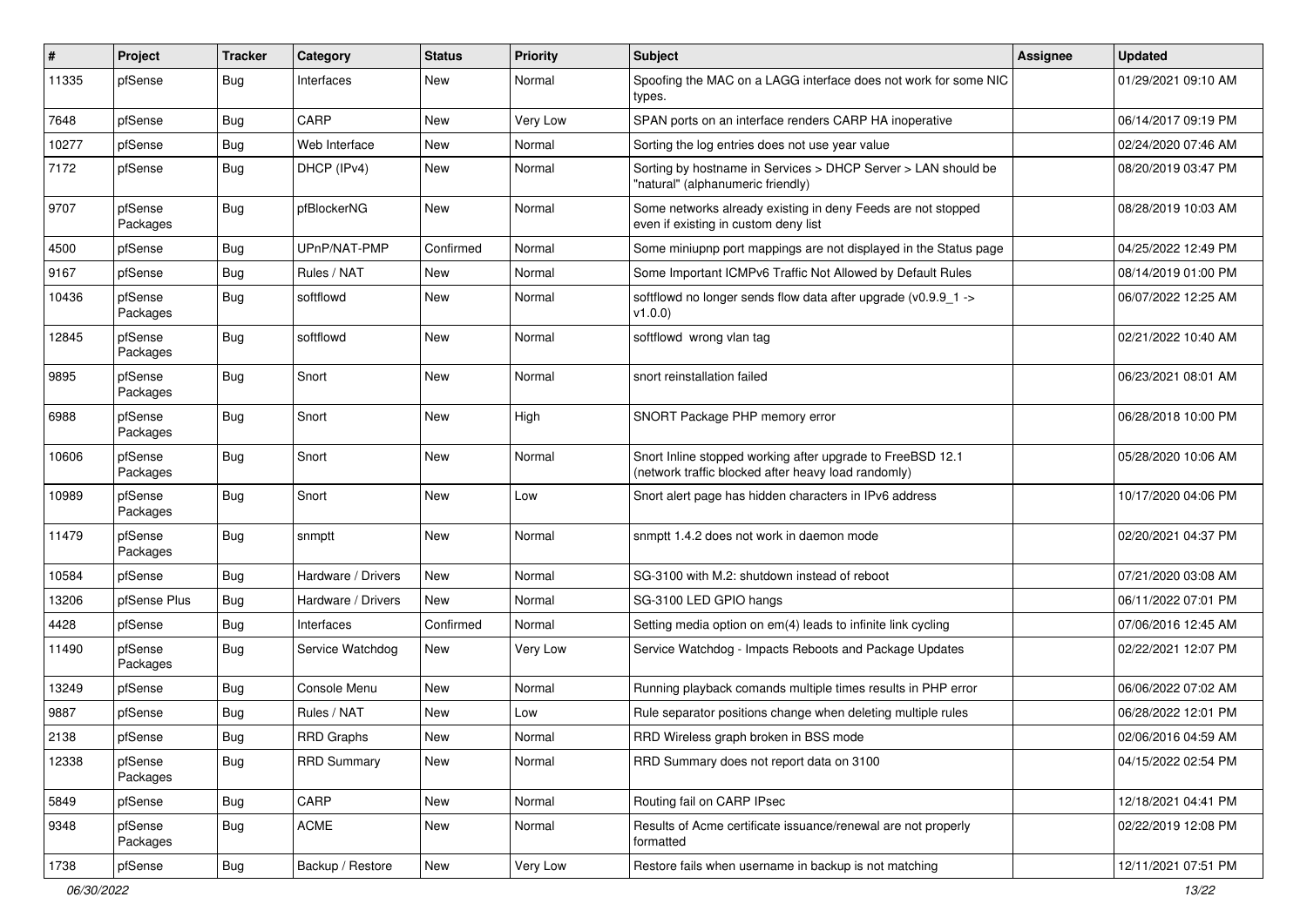| # | Project | Tracker | Category | Status | Priority | Subject | Assignee | Updated |
|---|---|---|---|---|---|---|---|---|
| 11335 | pfSense | Bug | Interfaces | New | Normal | Spoofing the MAC on a LAGG interface does not work for some NIC types. | | 01/29/2021 09:10 AM |
| 7648 | pfSense | Bug | CARP | New | Very Low | SPAN ports on an interface renders CARP HA inoperative | | 06/14/2017 09:19 PM |
| 10277 | pfSense | Bug | Web Interface | New | Normal | Sorting the log entries does not use year value | | 02/24/2020 07:46 AM |
| 7172 | pfSense | Bug | DHCP (IPv4) | New | Normal | Sorting by hostname in Services > DHCP Server > LAN should be "natural" (alphanumeric friendly) | | 08/20/2019 03:47 PM |
| 9707 | pfSense Packages | Bug | pfBlockerNG | New | Normal | Some networks already existing in deny Feeds are not stopped even if existing in custom deny list | | 08/28/2019 10:03 AM |
| 4500 | pfSense | Bug | UPnP/NAT-PMP | Confirmed | Normal | Some miniupnp port mappings are not displayed in the Status page | | 04/25/2022 12:49 PM |
| 9167 | pfSense | Bug | Rules / NAT | New | Normal | Some Important ICMPv6 Traffic Not Allowed by Default Rules | | 08/14/2019 01:00 PM |
| 10436 | pfSense Packages | Bug | softflowd | New | Normal | softflowd no longer sends flow data after upgrade (v0.9.9_1 -> v1.0.0) | | 06/07/2022 12:25 AM |
| 12845 | pfSense Packages | Bug | softflowd | New | Normal | softflowd wrong vlan tag | | 02/21/2022 10:40 AM |
| 9895 | pfSense Packages | Bug | Snort | New | Normal | snort reinstallation failed | | 06/23/2021 08:01 AM |
| 6988 | pfSense Packages | Bug | Snort | New | High | SNORT Package PHP memory error | | 06/28/2018 10:00 PM |
| 10606 | pfSense Packages | Bug | Snort | New | Normal | Snort Inline stopped working after upgrade to FreeBSD 12.1 (network traffic blocked after heavy load randomly) | | 05/28/2020 10:06 AM |
| 10989 | pfSense Packages | Bug | Snort | New | Low | Snort alert page has hidden characters in IPv6 address | | 10/17/2020 04:06 PM |
| 11479 | pfSense Packages | Bug | snmptt | New | Normal | snmptt 1.4.2 does not work in daemon mode | | 02/20/2021 04:37 PM |
| 10584 | pfSense | Bug | Hardware / Drivers | New | Normal | SG-3100 with M.2: shutdown instead of reboot | | 07/21/2020 03:08 AM |
| 13206 | pfSense Plus | Bug | Hardware / Drivers | New | Normal | SG-3100 LED GPIO hangs | | 06/11/2022 07:01 PM |
| 4428 | pfSense | Bug | Interfaces | Confirmed | Normal | Setting media option on em(4) leads to infinite link cycling | | 07/06/2016 12:45 AM |
| 11490 | pfSense Packages | Bug | Service Watchdog | New | Very Low | Service Watchdog - Impacts Reboots and Package Updates | | 02/22/2021 12:07 PM |
| 13249 | pfSense | Bug | Console Menu | New | Normal | Running playback comands multiple times results in PHP error | | 06/06/2022 07:02 AM |
| 9887 | pfSense | Bug | Rules / NAT | New | Low | Rule separator positions change when deleting multiple rules | | 06/28/2022 12:01 PM |
| 2138 | pfSense | Bug | RRD Graphs | New | Normal | RRD Wireless graph broken in BSS mode | | 02/06/2016 04:59 AM |
| 12338 | pfSense Packages | Bug | RRD Summary | New | Normal | RRD Summary does not report data on 3100 | | 04/15/2022 02:54 PM |
| 5849 | pfSense | Bug | CARP | New | Normal | Routing fail on CARP IPsec | | 12/18/2021 04:41 PM |
| 9348 | pfSense Packages | Bug | ACME | New | Normal | Results of Acme certificate issuance/renewal are not properly formatted | | 02/22/2019 12:08 PM |
| 1738 | pfSense | Bug | Backup / Restore | New | Very Low | Restore fails when username in backup is not matching | | 12/11/2021 07:51 PM |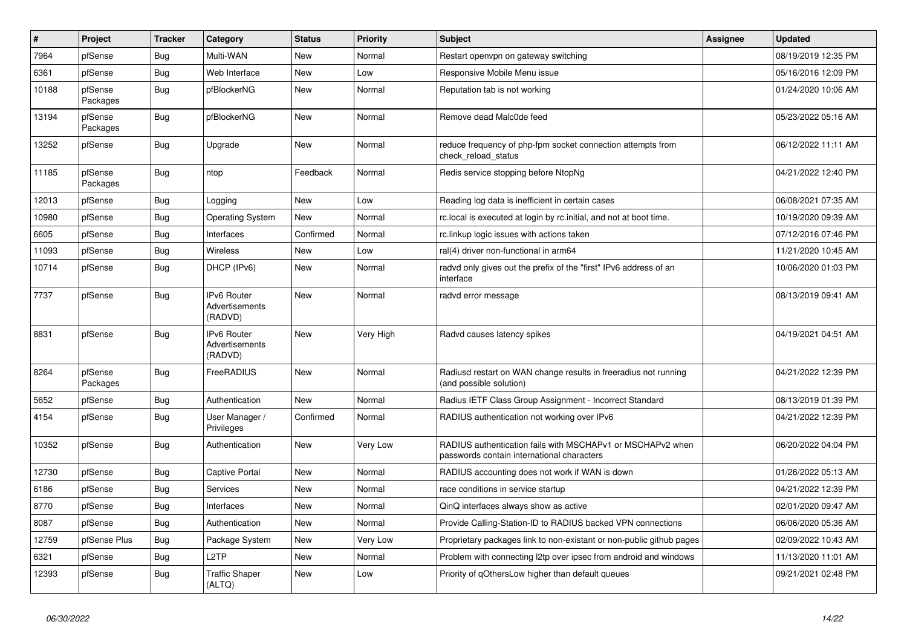| # | Project | Tracker | Category | Status | Priority | Subject | Assignee | Updated |
|---|---|---|---|---|---|---|---|---|
| 7964 | pfSense | Bug | Multi-WAN | New | Normal | Restart openvpn on gateway switching | | 08/19/2019 12:35 PM |
| 6361 | pfSense | Bug | Web Interface | New | Low | Responsive Mobile Menu issue | | 05/16/2016 12:09 PM |
| 10188 | pfSense Packages | Bug | pfBlockerNG | New | Normal | Reputation tab is not working | | 01/24/2020 10:06 AM |
| 13194 | pfSense Packages | Bug | pfBlockerNG | New | Normal | Remove dead Malc0de feed | | 05/23/2022 05:16 AM |
| 13252 | pfSense | Bug | Upgrade | New | Normal | reduce frequency of php-fpm socket connection attempts from check_reload_status | | 06/12/2022 11:11 AM |
| 11185 | pfSense Packages | Bug | ntop | Feedback | Normal | Redis service stopping before NtopNg | | 04/21/2022 12:40 PM |
| 12013 | pfSense | Bug | Logging | New | Low | Reading log data is inefficient in certain cases | | 06/08/2021 07:35 AM |
| 10980 | pfSense | Bug | Operating System | New | Normal | rc.local is executed at login by rc.initial, and not at boot time. | | 10/19/2020 09:39 AM |
| 6605 | pfSense | Bug | Interfaces | Confirmed | Normal | rc.linkup logic issues with actions taken | | 07/12/2016 07:46 PM |
| 11093 | pfSense | Bug | Wireless | New | Low | ral(4) driver non-functional in arm64 | | 11/21/2020 10:45 AM |
| 10714 | pfSense | Bug | DHCP (IPv6) | New | Normal | radvd only gives out the prefix of the "first" IPv6 address of an interface | | 10/06/2020 01:03 PM |
| 7737 | pfSense | Bug | IPv6 Router Advertisements (RADVD) | New | Normal | radvd error message | | 08/13/2019 09:41 AM |
| 8831 | pfSense | Bug | IPv6 Router Advertisements (RADVD) | New | Very High | Radvd causes latency spikes | | 04/19/2021 04:51 AM |
| 8264 | pfSense Packages | Bug | FreeRADIUS | New | Normal | Radiusd restart on WAN change results in freeradius not running (and possible solution) | | 04/21/2022 12:39 PM |
| 5652 | pfSense | Bug | Authentication | New | Normal | Radius IETF Class Group Assignment - Incorrect Standard | | 08/13/2019 01:39 PM |
| 4154 | pfSense | Bug | User Manager / Privileges | Confirmed | Normal | RADIUS authentication not working over IPv6 | | 04/21/2022 12:39 PM |
| 10352 | pfSense | Bug | Authentication | New | Very Low | RADIUS authentication fails with MSCHAPv1 or MSCHAPv2 when passwords contain international characters | | 06/20/2022 04:04 PM |
| 12730 | pfSense | Bug | Captive Portal | New | Normal | RADIUS accounting does not work if WAN is down | | 01/26/2022 05:13 AM |
| 6186 | pfSense | Bug | Services | New | Normal | race conditions in service startup | | 04/21/2022 12:39 PM |
| 8770 | pfSense | Bug | Interfaces | New | Normal | QinQ interfaces always show as active | | 02/01/2020 09:47 AM |
| 8087 | pfSense | Bug | Authentication | New | Normal | Provide Calling-Station-ID to RADIUS backed VPN connections | | 06/06/2020 05:36 AM |
| 12759 | pfSense Plus | Bug | Package System | New | Very Low | Proprietary packages link to non-existant or non-public github pages | | 02/09/2022 10:43 AM |
| 6321 | pfSense | Bug | L2TP | New | Normal | Problem with connecting l2tp over ipsec from android and windows | | 11/13/2020 11:01 AM |
| 12393 | pfSense | Bug | Traffic Shaper (ALTQ) | New | Low | Priority of qOthersLow higher than default queues | | 09/21/2021 02:48 PM |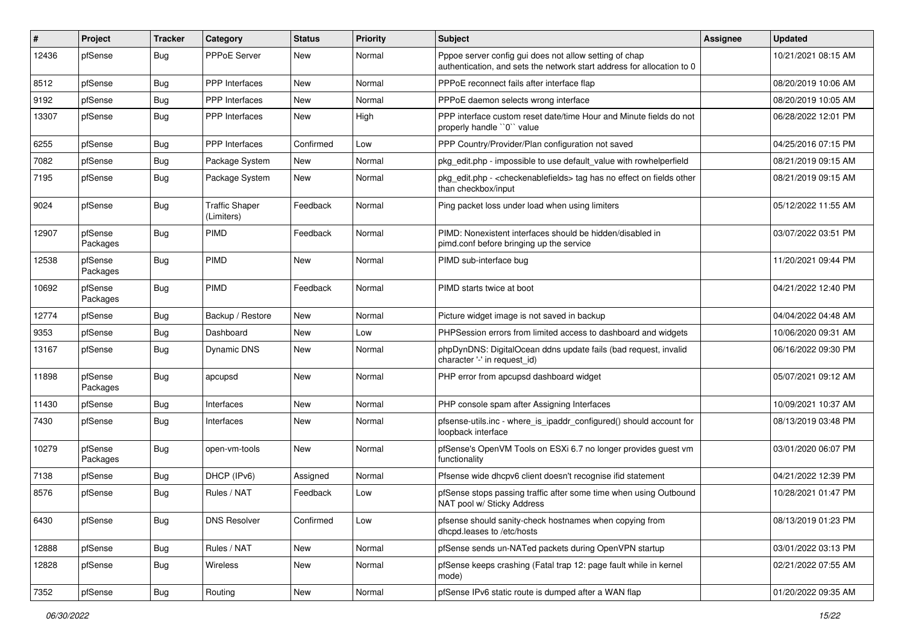| # | Project | Tracker | Category | Status | Priority | Subject | Assignee | Updated |
|---|---|---|---|---|---|---|---|---|
| 12436 | pfSense | Bug | PPPoE Server | New | Normal | Pppoe server config gui does not allow setting of chap authentication, and sets the network start address for allocation to 0 | | 10/21/2021 08:15 AM |
| 8512 | pfSense | Bug | PPP Interfaces | New | Normal | PPPoE reconnect fails after interface flap | | 08/20/2019 10:06 AM |
| 9192 | pfSense | Bug | PPP Interfaces | New | Normal | PPPoE daemon selects wrong interface | | 08/20/2019 10:05 AM |
| 13307 | pfSense | Bug | PPP Interfaces | New | High | PPP interface custom reset date/time Hour and Minute fields do not properly handle ``0`` value | | 06/28/2022 12:01 PM |
| 6255 | pfSense | Bug | PPP Interfaces | Confirmed | Low | PPP Country/Provider/Plan configuration not saved | | 04/25/2016 07:15 PM |
| 7082 | pfSense | Bug | Package System | New | Normal | pkg_edit.php - impossible to use default_value with rowhelperfield | | 08/21/2019 09:15 AM |
| 7195 | pfSense | Bug | Package System | New | Normal | pkg_edit.php - <checkenablefields> tag has no effect on fields other than checkbox/input | | 08/21/2019 09:15 AM |
| 9024 | pfSense | Bug | Traffic Shaper (Limiters) | Feedback | Normal | Ping packet loss under load when using limiters | | 05/12/2022 11:55 AM |
| 12907 | pfSense Packages | Bug | PIMD | Feedback | Normal | PIMD: Nonexistent interfaces should be hidden/disabled in pimd.conf before bringing up the service | | 03/07/2022 03:51 PM |
| 12538 | pfSense Packages | Bug | PIMD | New | Normal | PIMD sub-interface bug | | 11/20/2021 09:44 PM |
| 10692 | pfSense Packages | Bug | PIMD | Feedback | Normal | PIMD starts twice at boot | | 04/21/2022 12:40 PM |
| 12774 | pfSense | Bug | Backup / Restore | New | Normal | Picture widget image is not saved in backup | | 04/04/2022 04:48 AM |
| 9353 | pfSense | Bug | Dashboard | New | Low | PHPSession errors from limited access to dashboard and widgets | | 10/06/2020 09:31 AM |
| 13167 | pfSense | Bug | Dynamic DNS | New | Normal | phpDynDNS: DigitalOcean ddns update fails (bad request, invalid character '-' in request_id) | | 06/16/2022 09:30 PM |
| 11898 | pfSense Packages | Bug | apcupsd | New | Normal | PHP error from apcupsd dashboard widget | | 05/07/2021 09:12 AM |
| 11430 | pfSense | Bug | Interfaces | New | Normal | PHP console spam after Assigning Interfaces | | 10/09/2021 10:37 AM |
| 7430 | pfSense | Bug | Interfaces | New | Normal | pfsense-utils.inc - where_is_ipaddr_configured() should account for loopback interface | | 08/13/2019 03:48 PM |
| 10279 | pfSense Packages | Bug | open-vm-tools | New | Normal | pfSense's OpenVM Tools on ESXi 6.7 no longer provides guest vm functionality | | 03/01/2020 06:07 PM |
| 7138 | pfSense | Bug | DHCP (IPv6) | Assigned | Normal | Pfsense wide dhcpv6 client doesn't recognise ifid statement | | 04/21/2022 12:39 PM |
| 8576 | pfSense | Bug | Rules / NAT | Feedback | Low | pfSense stops passing traffic after some time when using Outbound NAT pool w/ Sticky Address | | 10/28/2021 01:47 PM |
| 6430 | pfSense | Bug | DNS Resolver | Confirmed | Low | pfsense should sanity-check hostnames when copying from dhcpd.leases to /etc/hosts | | 08/13/2019 01:23 PM |
| 12888 | pfSense | Bug | Rules / NAT | New | Normal | pfSense sends un-NATed packets during OpenVPN startup | | 03/01/2022 03:13 PM |
| 12828 | pfSense | Bug | Wireless | New | Normal | pfSense keeps crashing (Fatal trap 12: page fault while in kernel mode) | | 02/21/2022 07:55 AM |
| 7352 | pfSense | Bug | Routing | New | Normal | pfSense IPv6 static route is dumped after a WAN flap | | 01/20/2022 09:35 AM |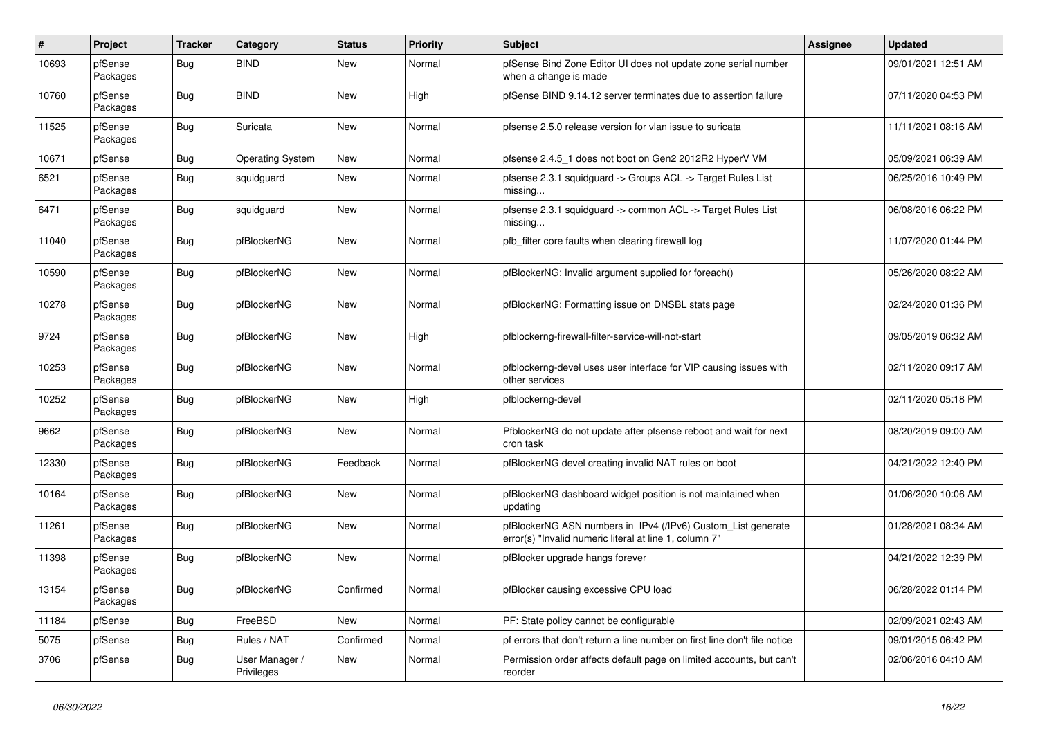| # | Project | Tracker | Category | Status | Priority | Subject | Assignee | Updated |
|---|---|---|---|---|---|---|---|---|
| 10693 | pfSense Packages | Bug | BIND | New | Normal | pfSense Bind Zone Editor UI does not update zone serial number when a change is made | | 09/01/2021 12:51 AM |
| 10760 | pfSense Packages | Bug | BIND | New | High | pfSense BIND 9.14.12 server terminates due to assertion failure | | 07/11/2020 04:53 PM |
| 11525 | pfSense Packages | Bug | Suricata | New | Normal | pfsense 2.5.0 release version for vlan issue to suricata | | 11/11/2021 08:16 AM |
| 10671 | pfSense | Bug | Operating System | New | Normal | pfsense 2.4.5_1 does not boot on Gen2 2012R2 HyperV VM | | 05/09/2021 06:39 AM |
| 6521 | pfSense Packages | Bug | squidguard | New | Normal | pfsense 2.3.1 squidguard -> Groups ACL -> Target Rules List missing... | | 06/25/2016 10:49 PM |
| 6471 | pfSense Packages | Bug | squidguard | New | Normal | pfsense 2.3.1 squidguard -> common ACL -> Target Rules List missing... | | 06/08/2016 06:22 PM |
| 11040 | pfSense Packages | Bug | pfBlockerNG | New | Normal | pfb_filter core faults when clearing firewall log | | 11/07/2020 01:44 PM |
| 10590 | pfSense Packages | Bug | pfBlockerNG | New | Normal | pfBlockerNG: Invalid argument supplied for foreach() | | 05/26/2020 08:22 AM |
| 10278 | pfSense Packages | Bug | pfBlockerNG | New | Normal | pfBlockerNG: Formatting issue on DNSBL stats page | | 02/24/2020 01:36 PM |
| 9724 | pfSense Packages | Bug | pfBlockerNG | New | High | pfblockerng-firewall-filter-service-will-not-start | | 09/05/2019 06:32 AM |
| 10253 | pfSense Packages | Bug | pfBlockerNG | New | Normal | pfblockerng-devel uses user interface for VIP causing issues with other services | | 02/11/2020 09:17 AM |
| 10252 | pfSense Packages | Bug | pfBlockerNG | New | High | pfblockerng-devel | | 02/11/2020 05:18 PM |
| 9662 | pfSense Packages | Bug | pfBlockerNG | New | Normal | PfblockerNG do not update after pfsense reboot and wait for next cron task | | 08/20/2019 09:00 AM |
| 12330 | pfSense Packages | Bug | pfBlockerNG | Feedback | Normal | pfBlockerNG devel creating invalid NAT rules on boot | | 04/21/2022 12:40 PM |
| 10164 | pfSense Packages | Bug | pfBlockerNG | New | Normal | pfBlockerNG dashboard widget position is not maintained when updating | | 01/06/2020 10:06 AM |
| 11261 | pfSense Packages | Bug | pfBlockerNG | New | Normal | pfBlockerNG ASN numbers in IPv4 (/IPv6) Custom_List generate error(s) "Invalid numeric literal at line 1, column 7" | | 01/28/2021 08:34 AM |
| 11398 | pfSense Packages | Bug | pfBlockerNG | New | Normal | pfBlocker upgrade hangs forever | | 04/21/2022 12:39 PM |
| 13154 | pfSense Packages | Bug | pfBlockerNG | Confirmed | Normal | pfBlocker causing excessive CPU load | | 06/28/2022 01:14 PM |
| 11184 | pfSense | Bug | FreeBSD | New | Normal | PF: State policy cannot be configurable | | 02/09/2021 02:43 AM |
| 5075 | pfSense | Bug | Rules / NAT | Confirmed | Normal | pf errors that don't return a line number on first line don't file notice | | 09/01/2015 06:42 PM |
| 3706 | pfSense | Bug | User Manager / Privileges | New | Normal | Permission order affects default page on limited accounts, but can't reorder | | 02/06/2016 04:10 AM |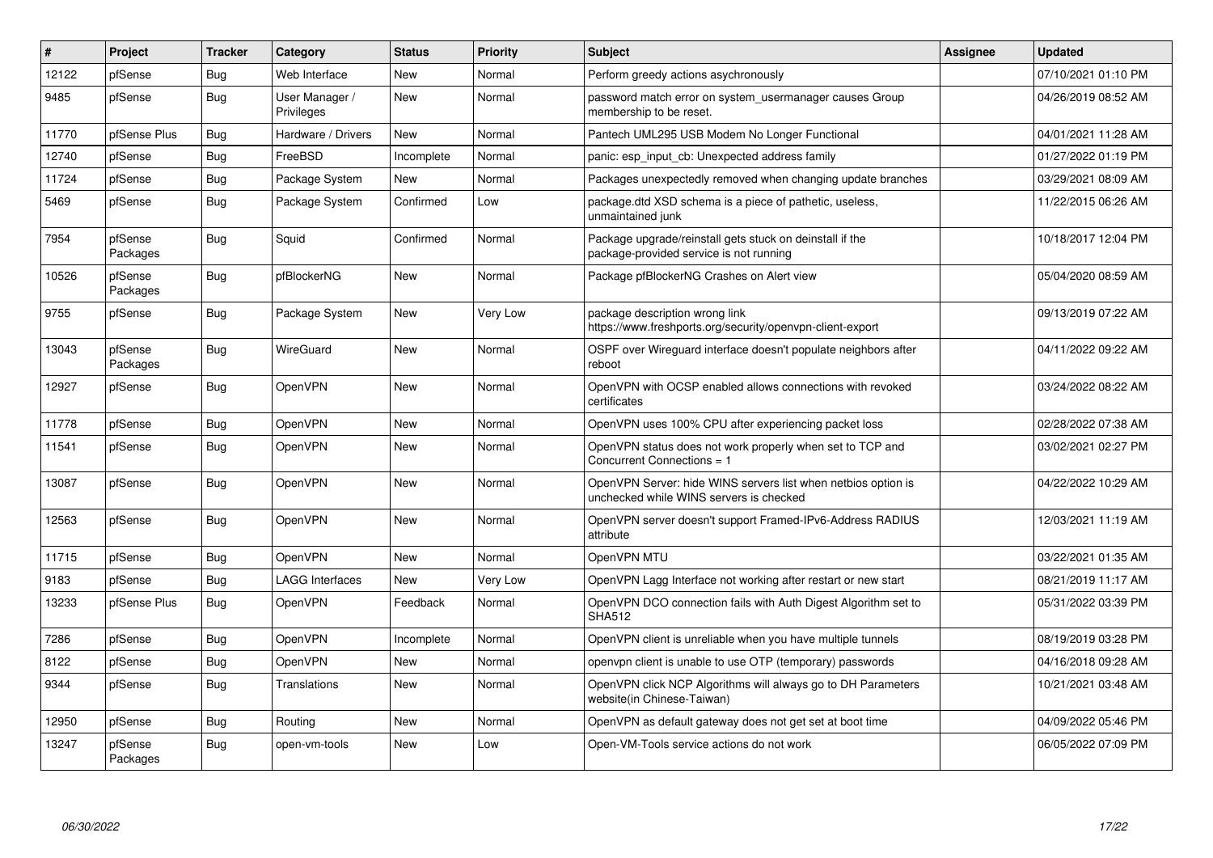| # | Project | Tracker | Category | Status | Priority | Subject | Assignee | Updated |
|---|---|---|---|---|---|---|---|---|
| 12122 | pfSense | Bug | Web Interface | New | Normal | Perform greedy actions asychronously | | 07/10/2021 01:10 PM |
| 9485 | pfSense | Bug | User Manager / Privileges | New | Normal | password match error on system_usermanager causes Group membership to be reset. | | 04/26/2019 08:52 AM |
| 11770 | pfSense Plus | Bug | Hardware / Drivers | New | Normal | Pantech UML295 USB Modem No Longer Functional | | 04/01/2021 11:28 AM |
| 12740 | pfSense | Bug | FreeBSD | Incomplete | Normal | panic: esp_input_cb: Unexpected address family | | 01/27/2022 01:19 PM |
| 11724 | pfSense | Bug | Package System | New | Normal | Packages unexpectedly removed when changing update branches | | 03/29/2021 08:09 AM |
| 5469 | pfSense | Bug | Package System | Confirmed | Low | package.dtd XSD schema is a piece of pathetic, useless, unmaintained junk | | 11/22/2015 06:26 AM |
| 7954 | pfSense Packages | Bug | Squid | Confirmed | Normal | Package upgrade/reinstall gets stuck on deinstall if the package-provided service is not running | | 10/18/2017 12:04 PM |
| 10526 | pfSense Packages | Bug | pfBlockerNG | New | Normal | Package pfBlockerNG Crashes on Alert view | | 05/04/2020 08:59 AM |
| 9755 | pfSense | Bug | Package System | New | Very Low | package description wrong link https://www.freshports.org/security/openvpn-client-export | | 09/13/2019 07:22 AM |
| 13043 | pfSense Packages | Bug | WireGuard | New | Normal | OSPF over Wireguard interface doesn't populate neighbors after reboot | | 04/11/2022 09:22 AM |
| 12927 | pfSense | Bug | OpenVPN | New | Normal | OpenVPN with OCSP enabled allows connections with revoked certificates | | 03/24/2022 08:22 AM |
| 11778 | pfSense | Bug | OpenVPN | New | Normal | OpenVPN uses 100% CPU after experiencing packet loss | | 02/28/2022 07:38 AM |
| 11541 | pfSense | Bug | OpenVPN | New | Normal | OpenVPN status does not work properly when set to TCP and Concurrent Connections = 1 | | 03/02/2021 02:27 PM |
| 13087 | pfSense | Bug | OpenVPN | New | Normal | OpenVPN Server: hide WINS servers list when netbios option is unchecked while WINS servers is checked | | 04/22/2022 10:29 AM |
| 12563 | pfSense | Bug | OpenVPN | New | Normal | OpenVPN server doesn't support Framed-IPv6-Address RADIUS attribute | | 12/03/2021 11:19 AM |
| 11715 | pfSense | Bug | OpenVPN | New | Normal | OpenVPN MTU | | 03/22/2021 01:35 AM |
| 9183 | pfSense | Bug | LAGG Interfaces | New | Very Low | OpenVPN Lagg Interface not working after restart or new start | | 08/21/2019 11:17 AM |
| 13233 | pfSense Plus | Bug | OpenVPN | Feedback | Normal | OpenVPN DCO connection fails with Auth Digest Algorithm set to SHA512 | | 05/31/2022 03:39 PM |
| 7286 | pfSense | Bug | OpenVPN | Incomplete | Normal | OpenVPN client is unreliable when you have multiple tunnels | | 08/19/2019 03:28 PM |
| 8122 | pfSense | Bug | OpenVPN | New | Normal | openvpn client is unable to use OTP (temporary) passwords | | 04/16/2018 09:28 AM |
| 9344 | pfSense | Bug | Translations | New | Normal | OpenVPN click NCP Algorithms will always go to DH Parameters website(in Chinese-Taiwan) | | 10/21/2021 03:48 AM |
| 12950 | pfSense | Bug | Routing | New | Normal | OpenVPN as default gateway does not get set at boot time | | 04/09/2022 05:46 PM |
| 13247 | pfSense Packages | Bug | open-vm-tools | New | Low | Open-VM-Tools service actions do not work | | 06/05/2022 07:09 PM |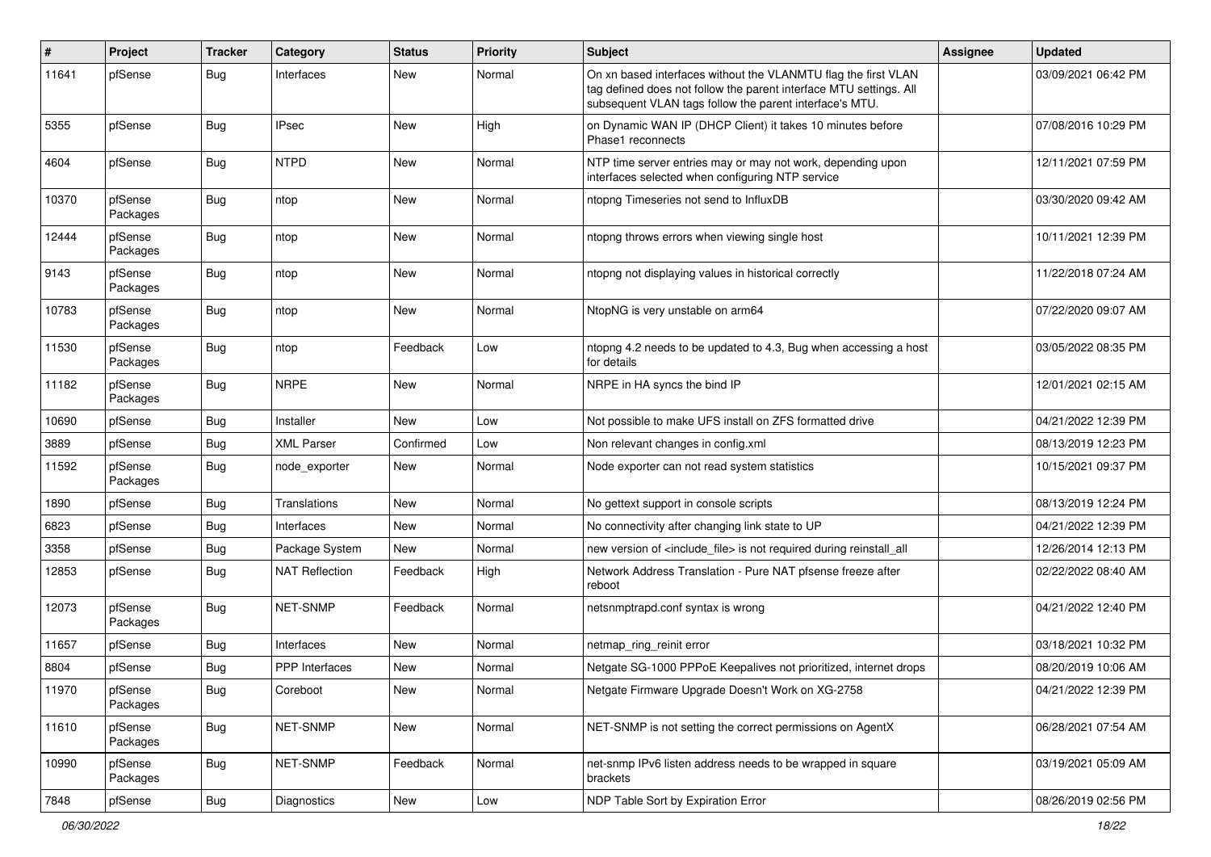| # | Project | Tracker | Category | Status | Priority | Subject | Assignee | Updated |
| --- | --- | --- | --- | --- | --- | --- | --- | --- |
| 11641 | pfSense | Bug | Interfaces | New | Normal | On xn based interfaces without the VLANMTU flag the first VLAN tag defined does not follow the parent interface MTU settings. All subsequent VLAN tags follow the parent interface's MTU. | | 03/09/2021 06:42 PM |
| 5355 | pfSense | Bug | IPsec | New | High | on Dynamic WAN IP (DHCP Client) it takes 10 minutes before Phase1 reconnects | | 07/08/2016 10:29 PM |
| 4604 | pfSense | Bug | NTPD | New | Normal | NTP time server entries may or may not work, depending upon interfaces selected when configuring NTP service | | 12/11/2021 07:59 PM |
| 10370 | pfSense Packages | Bug | ntop | New | Normal | ntopng Timeseries not send to InfluxDB | | 03/30/2020 09:42 AM |
| 12444 | pfSense Packages | Bug | ntop | New | Normal | ntopng throws errors when viewing single host | | 10/11/2021 12:39 PM |
| 9143 | pfSense Packages | Bug | ntop | New | Normal | ntopng not displaying values in historical correctly | | 11/22/2018 07:24 AM |
| 10783 | pfSense Packages | Bug | ntop | New | Normal | NtopNG is very unstable on arm64 | | 07/22/2020 09:07 AM |
| 11530 | pfSense Packages | Bug | ntop | Feedback | Low | ntopng 4.2 needs to be updated to 4.3, Bug when accessing a host for details | | 03/05/2022 08:35 PM |
| 11182 | pfSense Packages | Bug | NRPE | New | Normal | NRPE in HA syncs the bind IP | | 12/01/2021 02:15 AM |
| 10690 | pfSense | Bug | Installer | New | Low | Not possible to make UFS install on ZFS formatted drive | | 04/21/2022 12:39 PM |
| 3889 | pfSense | Bug | XML Parser | Confirmed | Low | Non relevant changes in config.xml | | 08/13/2019 12:23 PM |
| 11592 | pfSense Packages | Bug | node_exporter | New | Normal | Node exporter can not read system statistics | | 10/15/2021 09:37 PM |
| 1890 | pfSense | Bug | Translations | New | Normal | No gettext support in console scripts | | 08/13/2019 12:24 PM |
| 6823 | pfSense | Bug | Interfaces | New | Normal | No connectivity after changing link state to UP | | 04/21/2022 12:39 PM |
| 3358 | pfSense | Bug | Package System | New | Normal | new version of <include_file> is not required during reinstall_all | | 12/26/2014 12:13 PM |
| 12853 | pfSense | Bug | NAT Reflection | Feedback | High | Network Address Translation - Pure NAT pfsense freeze after reboot | | 02/22/2022 08:40 AM |
| 12073 | pfSense Packages | Bug | NET-SNMP | Feedback | Normal | netsnmptrapd.conf syntax is wrong | | 04/21/2022 12:40 PM |
| 11657 | pfSense | Bug | Interfaces | New | Normal | netmap_ring_reinit error | | 03/18/2021 10:32 PM |
| 8804 | pfSense | Bug | PPP Interfaces | New | Normal | Netgate SG-1000 PPPoE Keepalives not prioritized, internet drops | | 08/20/2019 10:06 AM |
| 11970 | pfSense Packages | Bug | Coreboot | New | Normal | Netgate Firmware Upgrade Doesn't Work on XG-2758 | | 04/21/2022 12:39 PM |
| 11610 | pfSense Packages | Bug | NET-SNMP | New | Normal | NET-SNMP is not setting the correct permissions on AgentX | | 06/28/2021 07:54 AM |
| 10990 | pfSense Packages | Bug | NET-SNMP | Feedback | Normal | net-snmp IPv6 listen address needs to be wrapped in square brackets | | 03/19/2021 05:09 AM |
| 7848 | pfSense | Bug | Diagnostics | New | Low | NDP Table Sort by Expiration Error | | 08/26/2019 02:56 PM |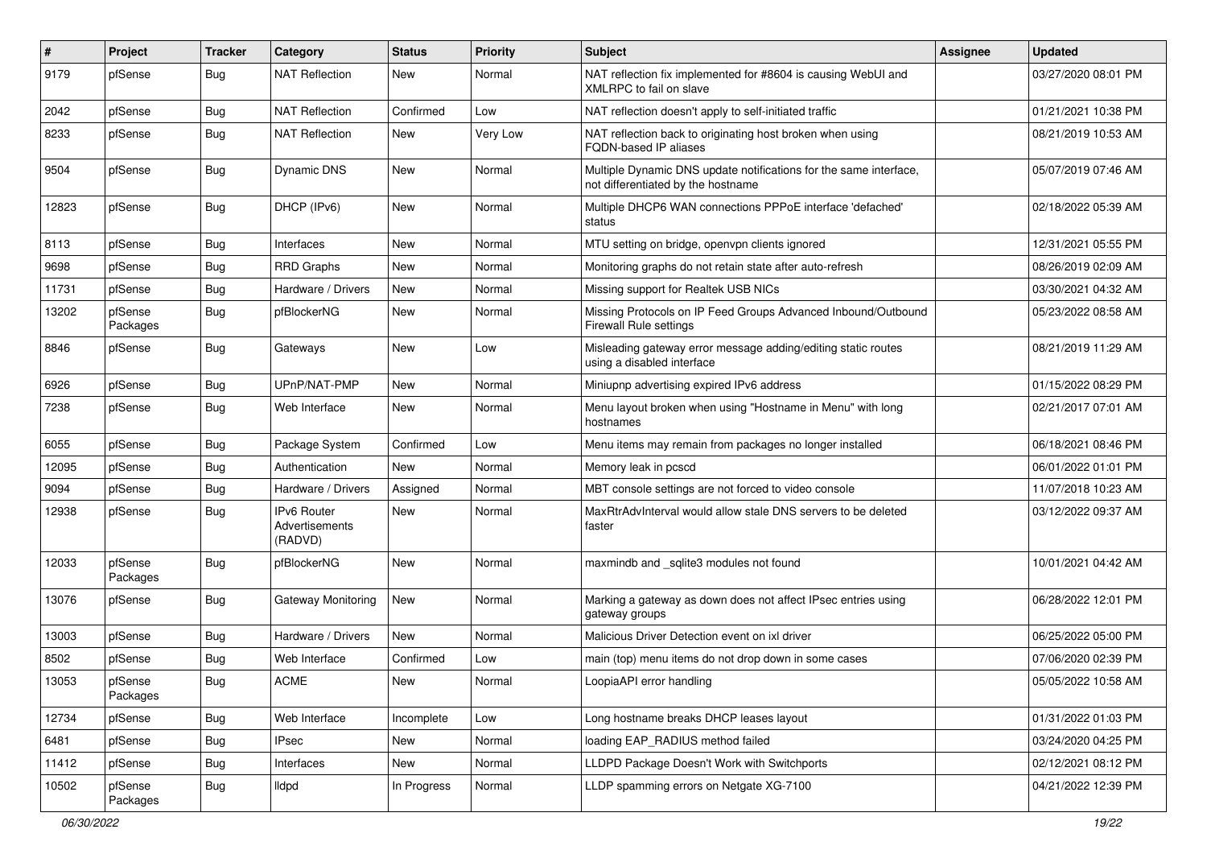| # | Project | Tracker | Category | Status | Priority | Subject | Assignee | Updated |
|---|---|---|---|---|---|---|---|---|
| 9179 | pfSense | Bug | NAT Reflection | New | Normal | NAT reflection fix implemented for #8604 is causing WebUI and XMLRPC to fail on slave | | 03/27/2020 08:01 PM |
| 2042 | pfSense | Bug | NAT Reflection | Confirmed | Low | NAT reflection doesn't apply to self-initiated traffic | | 01/21/2021 10:38 PM |
| 8233 | pfSense | Bug | NAT Reflection | New | Very Low | NAT reflection back to originating host broken when using FQDN-based IP aliases | | 08/21/2019 10:53 AM |
| 9504 | pfSense | Bug | Dynamic DNS | New | Normal | Multiple Dynamic DNS update notifications for the same interface, not differentiated by the hostname | | 05/07/2019 07:46 AM |
| 12823 | pfSense | Bug | DHCP (IPv6) | New | Normal | Multiple DHCP6 WAN connections PPPoE interface 'defached' status | | 02/18/2022 05:39 AM |
| 8113 | pfSense | Bug | Interfaces | New | Normal | MTU setting on bridge, openvpn clients ignored | | 12/31/2021 05:55 PM |
| 9698 | pfSense | Bug | RRD Graphs | New | Normal | Monitoring graphs do not retain state after auto-refresh | | 08/26/2019 02:09 AM |
| 11731 | pfSense | Bug | Hardware / Drivers | New | Normal | Missing support for Realtek USB NICs | | 03/30/2021 04:32 AM |
| 13202 | pfSense Packages | Bug | pfBlockerNG | New | Normal | Missing Protocols on IP Feed Groups Advanced Inbound/Outbound Firewall Rule settings | | 05/23/2022 08:58 AM |
| 8846 | pfSense | Bug | Gateways | New | Low | Misleading gateway error message adding/editing static routes using a disabled interface | | 08/21/2019 11:29 AM |
| 6926 | pfSense | Bug | UPnP/NAT-PMP | New | Normal | Miniupnp advertising expired IPv6 address | | 01/15/2022 08:29 PM |
| 7238 | pfSense | Bug | Web Interface | New | Normal | Menu layout broken when using "Hostname in Menu" with long hostnames | | 02/21/2017 07:01 AM |
| 6055 | pfSense | Bug | Package System | Confirmed | Low | Menu items may remain from packages no longer installed | | 06/18/2021 08:46 PM |
| 12095 | pfSense | Bug | Authentication | New | Normal | Memory leak in pcscd | | 06/01/2022 01:01 PM |
| 9094 | pfSense | Bug | Hardware / Drivers | Assigned | Normal | MBT console settings are not forced to video console | | 11/07/2018 10:23 AM |
| 12938 | pfSense | Bug | IPv6 Router Advertisements (RADVD) | New | Normal | MaxRtrAdvInterval would allow stale DNS servers to be deleted faster | | 03/12/2022 09:37 AM |
| 12033 | pfSense Packages | Bug | pfBlockerNG | New | Normal | maxmindb and _sqlite3 modules not found | | 10/01/2021 04:42 AM |
| 13076 | pfSense | Bug | Gateway Monitoring | New | Normal | Marking a gateway as down does not affect IPsec entries using gateway groups | | 06/28/2022 12:01 PM |
| 13003 | pfSense | Bug | Hardware / Drivers | New | Normal | Malicious Driver Detection event on ixl driver | | 06/25/2022 05:00 PM |
| 8502 | pfSense | Bug | Web Interface | Confirmed | Low | main (top) menu items do not drop down in some cases | | 07/06/2020 02:39 PM |
| 13053 | pfSense Packages | Bug | ACME | New | Normal | LoopiaAPI error handling | | 05/05/2022 10:58 AM |
| 12734 | pfSense | Bug | Web Interface | Incomplete | Low | Long hostname breaks DHCP leases layout | | 01/31/2022 01:03 PM |
| 6481 | pfSense | Bug | IPsec | New | Normal | loading EAP_RADIUS method failed | | 03/24/2020 04:25 PM |
| 11412 | pfSense | Bug | Interfaces | New | Normal | LLDPD Package Doesn't Work with Switchports | | 02/12/2021 08:12 PM |
| 10502 | pfSense Packages | Bug | lldpd | In Progress | Normal | LLDP spamming errors on Netgate XG-7100 | | 04/21/2022 12:39 PM |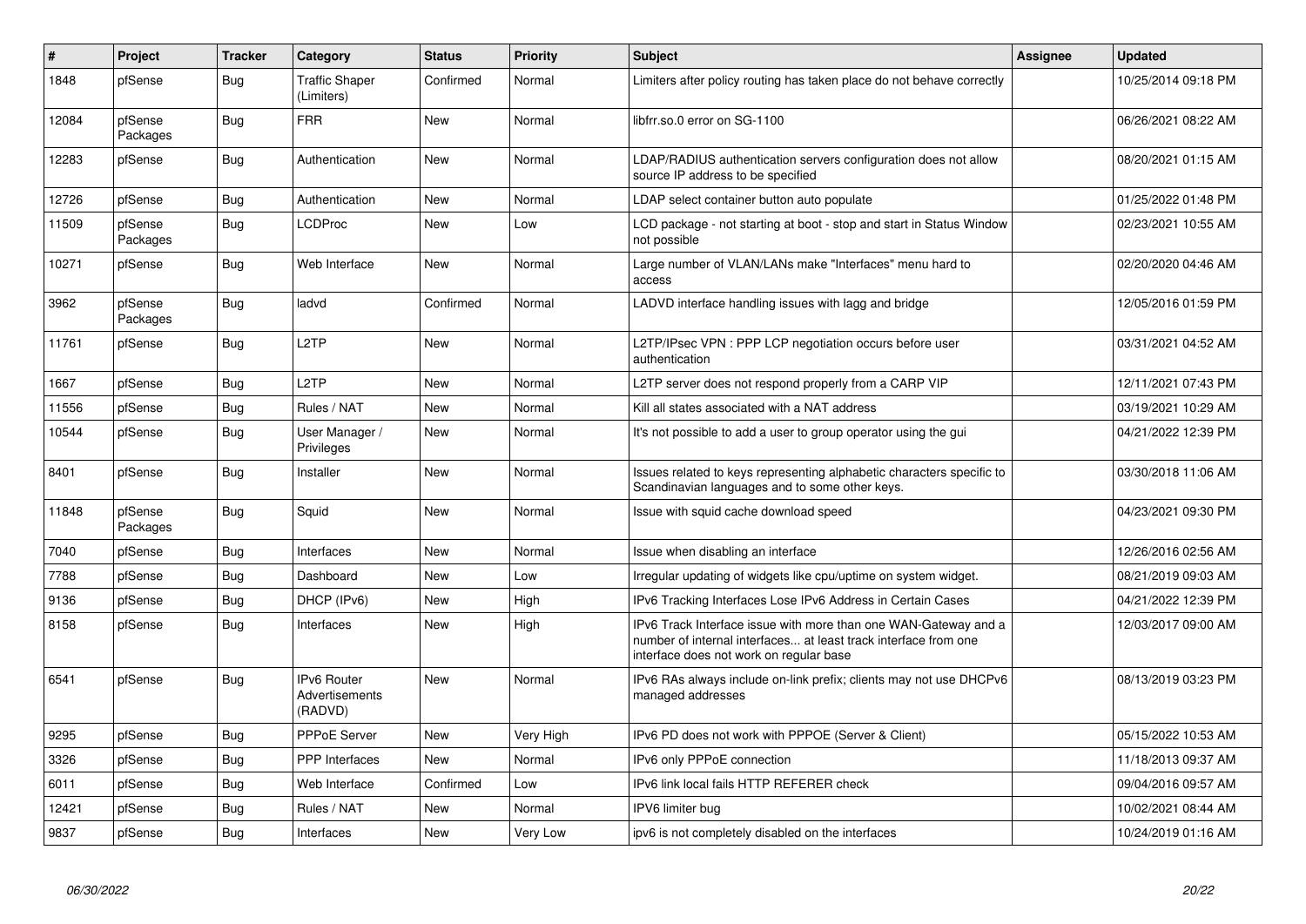| # | Project | Tracker | Category | Status | Priority | Subject | Assignee | Updated |
|---|---|---|---|---|---|---|---|---|
| 1848 | pfSense | Bug | Traffic Shaper (Limiters) | Confirmed | Normal | Limiters after policy routing has taken place do not behave correctly | | 10/25/2014 09:18 PM |
| 12084 | pfSense Packages | Bug | FRR | New | Normal | libfrr.so.0 error on SG-1100 | | 06/26/2021 08:22 AM |
| 12283 | pfSense | Bug | Authentication | New | Normal | LDAP/RADIUS authentication servers configuration does not allow source IP address to be specified | | 08/20/2021 01:15 AM |
| 12726 | pfSense | Bug | Authentication | New | Normal | LDAP select container button auto populate | | 01/25/2022 01:48 PM |
| 11509 | pfSense Packages | Bug | LCDProc | New | Low | LCD package - not starting at boot - stop and start in Status Window not possible | | 02/23/2021 10:55 AM |
| 10271 | pfSense | Bug | Web Interface | New | Normal | Large number of VLAN/LANs make "Interfaces" menu hard to access | | 02/20/2020 04:46 AM |
| 3962 | pfSense Packages | Bug | ladvd | Confirmed | Normal | LADVD interface handling issues with lagg and bridge | | 12/05/2016 01:59 PM |
| 11761 | pfSense | Bug | L2TP | New | Normal | L2TP/IPsec VPN : PPP LCP negotiation occurs before user authentication | | 03/31/2021 04:52 AM |
| 1667 | pfSense | Bug | L2TP | New | Normal | L2TP server does not respond properly from a CARP VIP | | 12/11/2021 07:43 PM |
| 11556 | pfSense | Bug | Rules / NAT | New | Normal | Kill all states associated with a NAT address | | 03/19/2021 10:29 AM |
| 10544 | pfSense | Bug | User Manager / Privileges | New | Normal | It's not possible to add a user to group operator using the gui | | 04/21/2022 12:39 PM |
| 8401 | pfSense | Bug | Installer | New | Normal | Issues related to keys representing alphabetic characters specific to Scandinavian languages and to some other keys. | | 03/30/2018 11:06 AM |
| 11848 | pfSense Packages | Bug | Squid | New | Normal | Issue with squid cache download speed | | 04/23/2021 09:30 PM |
| 7040 | pfSense | Bug | Interfaces | New | Normal | Issue when disabling an interface | | 12/26/2016 02:56 AM |
| 7788 | pfSense | Bug | Dashboard | New | Low | Irregular updating of widgets like cpu/uptime on system widget. | | 08/21/2019 09:03 AM |
| 9136 | pfSense | Bug | DHCP (IPv6) | New | High | IPv6 Tracking Interfaces Lose IPv6 Address in Certain Cases | | 04/21/2022 12:39 PM |
| 8158 | pfSense | Bug | Interfaces | New | High | IPv6 Track Interface issue with more than one WAN-Gateway and a number of internal interfaces... at least track interface from one interface does not work on regular base | | 12/03/2017 09:00 AM |
| 6541 | pfSense | Bug | IPv6 Router Advertisements (RADVD) | New | Normal | IPv6 RAs always include on-link prefix; clients may not use DHCPv6 managed addresses | | 08/13/2019 03:23 PM |
| 9295 | pfSense | Bug | PPPoE Server | New | Very High | IPv6 PD does not work with PPPOE (Server & Client) | | 05/15/2022 10:53 AM |
| 3326 | pfSense | Bug | PPP Interfaces | New | Normal | IPv6 only PPPoE connection | | 11/18/2013 09:37 AM |
| 6011 | pfSense | Bug | Web Interface | Confirmed | Low | IPv6 link local fails HTTP REFERER check | | 09/04/2016 09:57 AM |
| 12421 | pfSense | Bug | Rules / NAT | New | Normal | IPV6 limiter bug | | 10/02/2021 08:44 AM |
| 9837 | pfSense | Bug | Interfaces | New | Very Low | ipv6 is not completely disabled on the interfaces | | 10/24/2019 01:16 AM |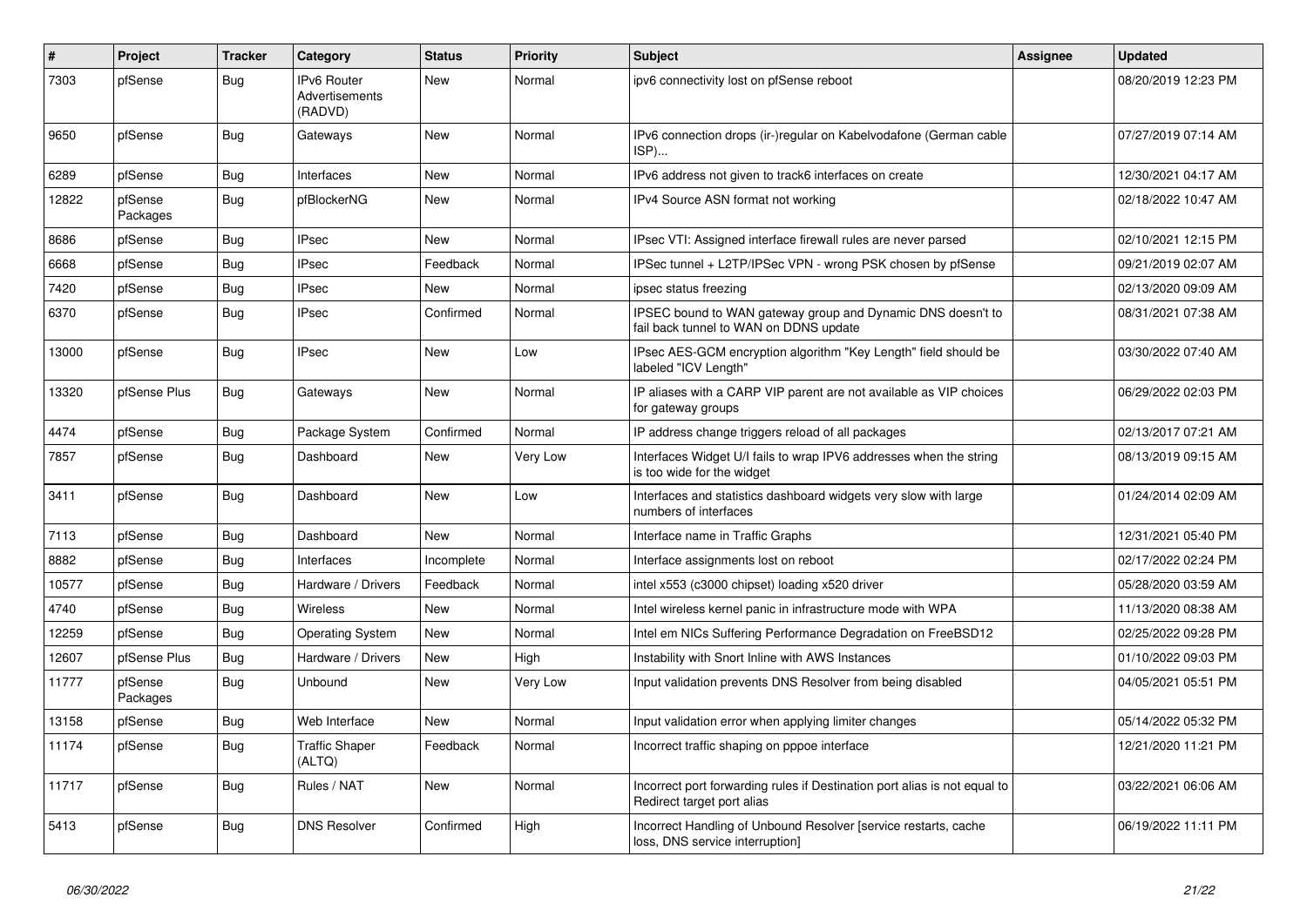| # | Project | Tracker | Category | Status | Priority | Subject | Assignee | Updated |
|---|---|---|---|---|---|---|---|---|
| 7303 | pfSense | Bug | IPv6 Router Advertisements (RADVD) | New | Normal | ipv6 connectivity lost on pfSense reboot | | 08/20/2019 12:23 PM |
| 9650 | pfSense | Bug | Gateways | New | Normal | IPv6 connection drops (ir-)regular on Kabelvodafone (German cable ISP)... | | 07/27/2019 07:14 AM |
| 6289 | pfSense | Bug | Interfaces | New | Normal | IPv6 address not given to track6 interfaces on create | | 12/30/2021 04:17 AM |
| 12822 | pfSense Packages | Bug | pfBlockerNG | New | Normal | IPv4 Source ASN format not working | | 02/18/2022 10:47 AM |
| 8686 | pfSense | Bug | IPsec | New | Normal | IPsec VTI: Assigned interface firewall rules are never parsed | | 02/10/2021 12:15 PM |
| 6668 | pfSense | Bug | IPsec | Feedback | Normal | IPSec tunnel + L2TP/IPSec VPN - wrong PSK chosen by pfSense | | 09/21/2019 02:07 AM |
| 7420 | pfSense | Bug | IPsec | New | Normal | ipsec status freezing | | 02/13/2020 09:09 AM |
| 6370 | pfSense | Bug | IPsec | Confirmed | Normal | IPSEC bound to WAN gateway group and Dynamic DNS doesn't to fail back tunnel to WAN on DDNS update | | 08/31/2021 07:38 AM |
| 13000 | pfSense | Bug | IPsec | New | Low | IPsec AES-GCM encryption algorithm "Key Length" field should be labeled "ICV Length" | | 03/30/2022 07:40 AM |
| 13320 | pfSense Plus | Bug | Gateways | New | Normal | IP aliases with a CARP VIP parent are not available as VIP choices for gateway groups | | 06/29/2022 02:03 PM |
| 4474 | pfSense | Bug | Package System | Confirmed | Normal | IP address change triggers reload of all packages | | 02/13/2017 07:21 AM |
| 7857 | pfSense | Bug | Dashboard | New | Very Low | Interfaces Widget U/I fails to wrap IPV6 addresses when the string is too wide for the widget | | 08/13/2019 09:15 AM |
| 3411 | pfSense | Bug | Dashboard | New | Low | Interfaces and statistics dashboard widgets very slow with large numbers of interfaces | | 01/24/2014 02:09 AM |
| 7113 | pfSense | Bug | Dashboard | New | Normal | Interface name in Traffic Graphs | | 12/31/2021 05:40 PM |
| 8882 | pfSense | Bug | Interfaces | Incomplete | Normal | Interface assignments lost on reboot | | 02/17/2022 02:24 PM |
| 10577 | pfSense | Bug | Hardware / Drivers | Feedback | Normal | intel x553 (c3000 chipset) loading x520 driver | | 05/28/2020 03:59 AM |
| 4740 | pfSense | Bug | Wireless | New | Normal | Intel wireless kernel panic in infrastructure mode with WPA | | 11/13/2020 08:38 AM |
| 12259 | pfSense | Bug | Operating System | New | Normal | Intel em NICs Suffering Performance Degradation on FreeBSD12 | | 02/25/2022 09:28 PM |
| 12607 | pfSense Plus | Bug | Hardware / Drivers | New | High | Instability with Snort Inline with AWS Instances | | 01/10/2022 09:03 PM |
| 11777 | pfSense Packages | Bug | Unbound | New | Very Low | Input validation prevents DNS Resolver from being disabled | | 04/05/2021 05:51 PM |
| 13158 | pfSense | Bug | Web Interface | New | Normal | Input validation error when applying limiter changes | | 05/14/2022 05:32 PM |
| 11174 | pfSense | Bug | Traffic Shaper (ALTQ) | Feedback | Normal | Incorrect traffic shaping on pppoe interface | | 12/21/2020 11:21 PM |
| 11717 | pfSense | Bug | Rules / NAT | New | Normal | Incorrect port forwarding rules if Destination port alias is not equal to Redirect target port alias | | 03/22/2021 06:06 AM |
| 5413 | pfSense | Bug | DNS Resolver | Confirmed | High | Incorrect Handling of Unbound Resolver [service restarts, cache loss, DNS service interruption] | | 06/19/2022 11:11 PM |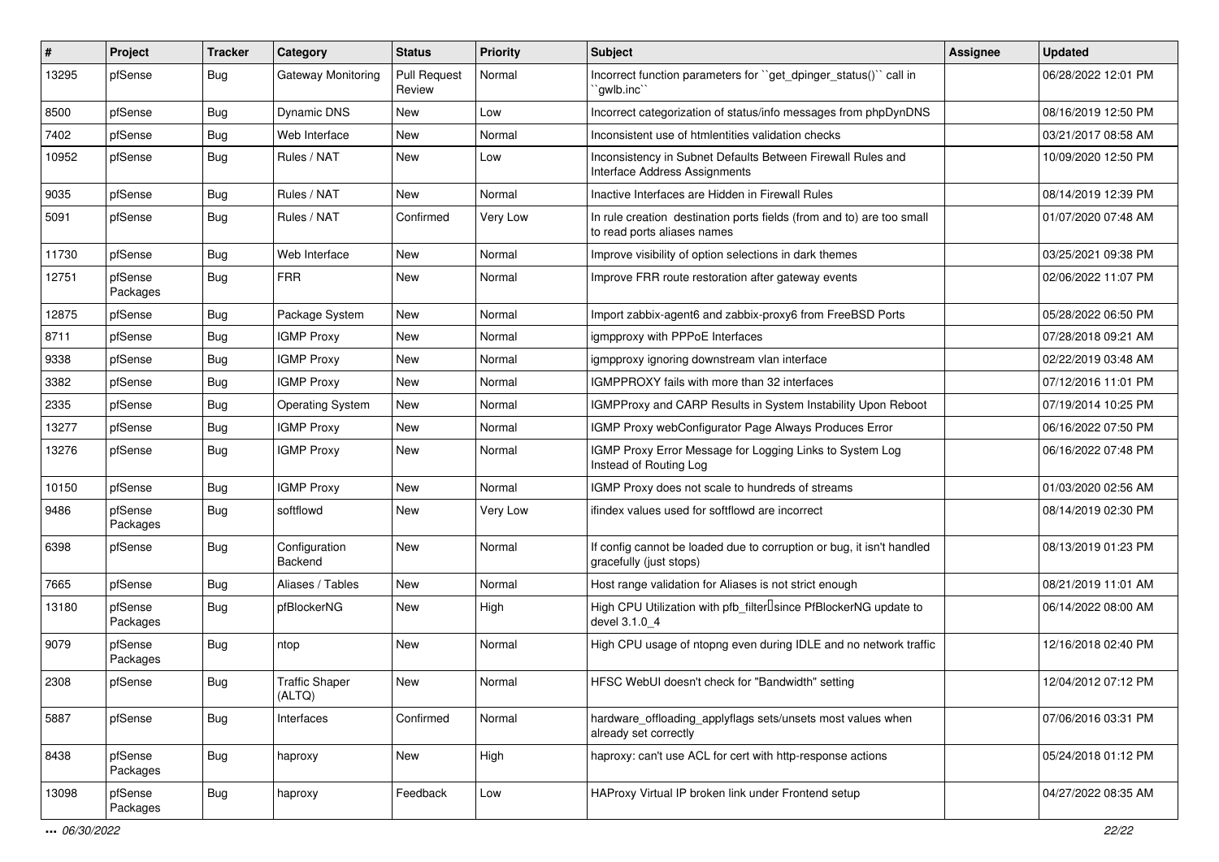| # | Project | Tracker | Category | Status | Priority | Subject | Assignee | Updated |
|---|---|---|---|---|---|---|---|---|
| 13295 | pfSense | Bug | Gateway Monitoring | Pull Request Review | Normal | Incorrect function parameters for ``get_dpinger_status()`` call in ``gwlb.inc`` | | 06/28/2022 12:01 PM |
| 8500 | pfSense | Bug | Dynamic DNS | New | Low | Incorrect categorization of status/info messages from phpDynDNS | | 08/16/2019 12:50 PM |
| 7402 | pfSense | Bug | Web Interface | New | Normal | Inconsistent use of htmlentities validation checks | | 03/21/2017 08:58 AM |
| 10952 | pfSense | Bug | Rules / NAT | New | Low | Inconsistency in Subnet Defaults Between Firewall Rules and Interface Address Assignments | | 10/09/2020 12:50 PM |
| 9035 | pfSense | Bug | Rules / NAT | New | Normal | Inactive Interfaces are Hidden in Firewall Rules | | 08/14/2019 12:39 PM |
| 5091 | pfSense | Bug | Rules / NAT | Confirmed | Very Low | In rule creation destination ports fields (from and to) are too small to read ports aliases names | | 01/07/2020 07:48 AM |
| 11730 | pfSense | Bug | Web Interface | New | Normal | Improve visibility of option selections in dark themes | | 03/25/2021 09:38 PM |
| 12751 | pfSense Packages | Bug | FRR | New | Normal | Improve FRR route restoration after gateway events | | 02/06/2022 11:07 PM |
| 12875 | pfSense | Bug | Package System | New | Normal | Import zabbix-agent6 and zabbix-proxy6 from FreeBSD Ports | | 05/28/2022 06:50 PM |
| 8711 | pfSense | Bug | IGMP Proxy | New | Normal | igmpproxy with PPPoE Interfaces | | 07/28/2018 09:21 AM |
| 9338 | pfSense | Bug | IGMP Proxy | New | Normal | igmpproxy ignoring downstream vlan interface | | 02/22/2019 03:48 AM |
| 3382 | pfSense | Bug | IGMP Proxy | New | Normal | IGMPPROXY fails with more than 32 interfaces | | 07/12/2016 11:01 PM |
| 2335 | pfSense | Bug | Operating System | New | Normal | IGMPProxy and CARP Results in System Instability Upon Reboot | | 07/19/2014 10:25 PM |
| 13277 | pfSense | Bug | IGMP Proxy | New | Normal | IGMP Proxy webConfigurator Page Always Produces Error | | 06/16/2022 07:50 PM |
| 13276 | pfSense | Bug | IGMP Proxy | New | Normal | IGMP Proxy Error Message for Logging Links to System Log Instead of Routing Log | | 06/16/2022 07:48 PM |
| 10150 | pfSense | Bug | IGMP Proxy | New | Normal | IGMP Proxy does not scale to hundreds of streams | | 01/03/2020 02:56 AM |
| 9486 | pfSense Packages | Bug | softflowd | New | Very Low | ifindex values used for softflowd are incorrect | | 08/14/2019 02:30 PM |
| 6398 | pfSense | Bug | Configuration Backend | New | Normal | If config cannot be loaded due to corruption or bug, it isn't handled gracefully (just stops) | | 08/13/2019 01:23 PM |
| 7665 | pfSense | Bug | Aliases / Tables | New | Normal | Host range validation for Aliases is not strict enough | | 08/21/2019 11:01 AM |
| 13180 | pfSense Packages | Bug | pfBlockerNG | New | High | High CPU Utilization with pfb_filter since PfBlockerNG update to devel 3.1.0_4 | | 06/14/2022 08:00 AM |
| 9079 | pfSense Packages | Bug | ntop | New | Normal | High CPU usage of ntopng even during IDLE and no network traffic | | 12/16/2018 02:40 PM |
| 2308 | pfSense | Bug | Traffic Shaper (ALTQ) | New | Normal | HFSC WebUI doesn't check for "Bandwidth" setting | | 12/04/2012 07:12 PM |
| 5887 | pfSense | Bug | Interfaces | Confirmed | Normal | hardware_offloading_applyflags sets/unsets most values when already set correctly | | 07/06/2016 03:31 PM |
| 8438 | pfSense Packages | Bug | haproxy | New | High | haproxy: can't use ACL for cert with http-response actions | | 05/24/2018 01:12 PM |
| 13098 | pfSense Packages | Bug | haproxy | Feedback | Low | HAProxy Virtual IP broken link under Frontend setup | | 04/27/2022 08:35 AM |